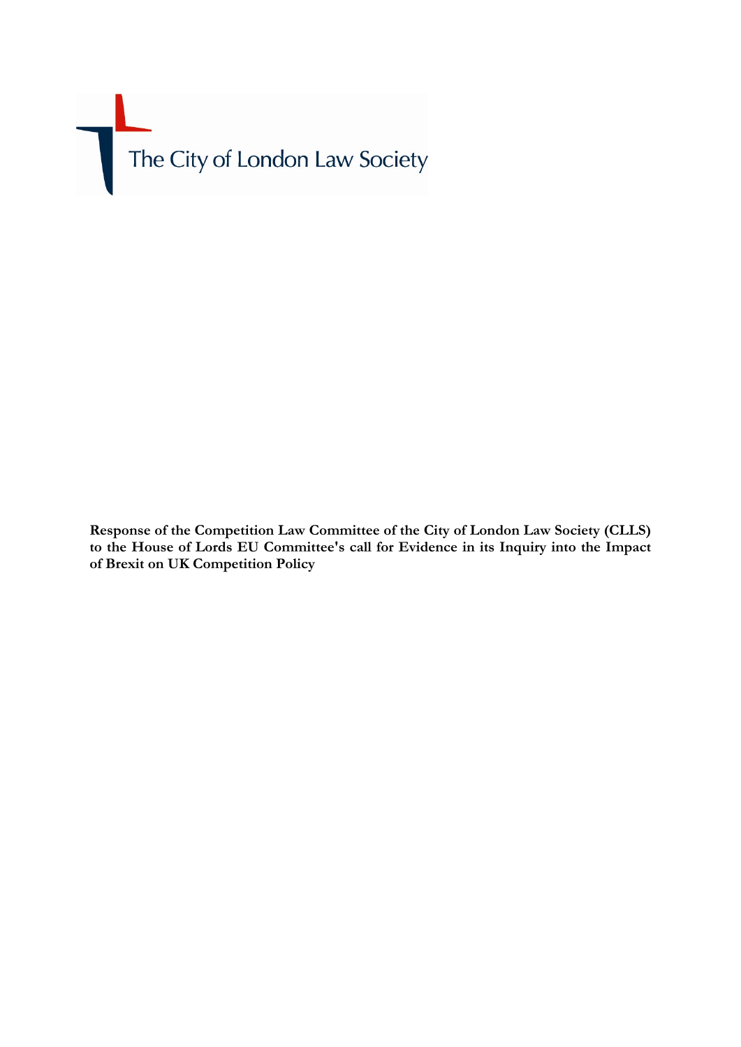The City of London Law Society

**Response of the Competition Law Committee of the City of London Law Society (CLLS) to the House of Lords EU Committee's call for Evidence in its Inquiry into the Impact of Brexit on UK Competition Policy**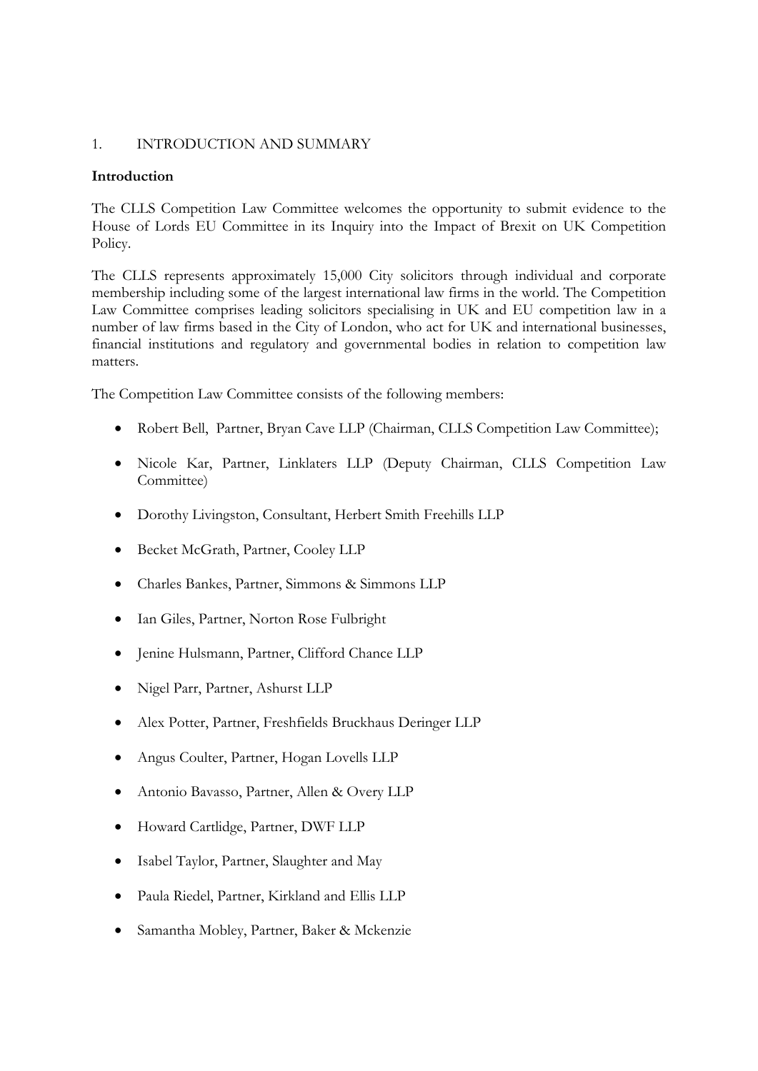## 1. INTRODUCTION AND SUMMARY

### Introduction

The CLLS Competition Law Committee welcomes the opportunity to submit evidence to the House of Lords EU Committee in its Inquiry into the Impact of Brexit on UK Competition Policy.

The CLLS represents approximately 15,000 City solicitors through individual and corporate membership including some of the largest international law firms in the world. The Competition Law Committee comprises leading solicitors specialising in UK and EU competition law in a number of law firms based in the City of London, who act for UK and international businesses, financial institutions and regulatory and governmental bodies in relation to competition law matters.

The Competition Law Committee consists of the following members:

- Robert Bell, Partner, Bryan Cave LLP (Chairman, CLLS Competition Law Committee);
- Nicole Kar, Partner, Linklaters LLP (Deputy Chairman, CLLS Competition Law Committee)
- Dorothy Livingston, Consultant, Herbert Smith Freehills LLP
- Becket McGrath, Partner, Cooley LLP
- Charles Bankes, Partner, Simmons & Simmons LLP
- Ian Giles, Partner, Norton Rose Fulbright
- Jenine Hulsmann, Partner, Clifford Chance LLP
- Nigel Parr, Partner, Ashurst LLP
- Alex Potter, Partner, Freshfields Bruckhaus Deringer LLP
- Angus Coulter, Partner, Hogan Lovells LLP
- Antonio Bavasso, Partner, Allen & Overy LLP
- Howard Cartlidge, Partner, DWF LLP
- Isabel Taylor, Partner, Slaughter and May
- Paula Riedel, Partner, Kirkland and Ellis LLP
- Samantha Mobley, Partner, Baker & Mckenzie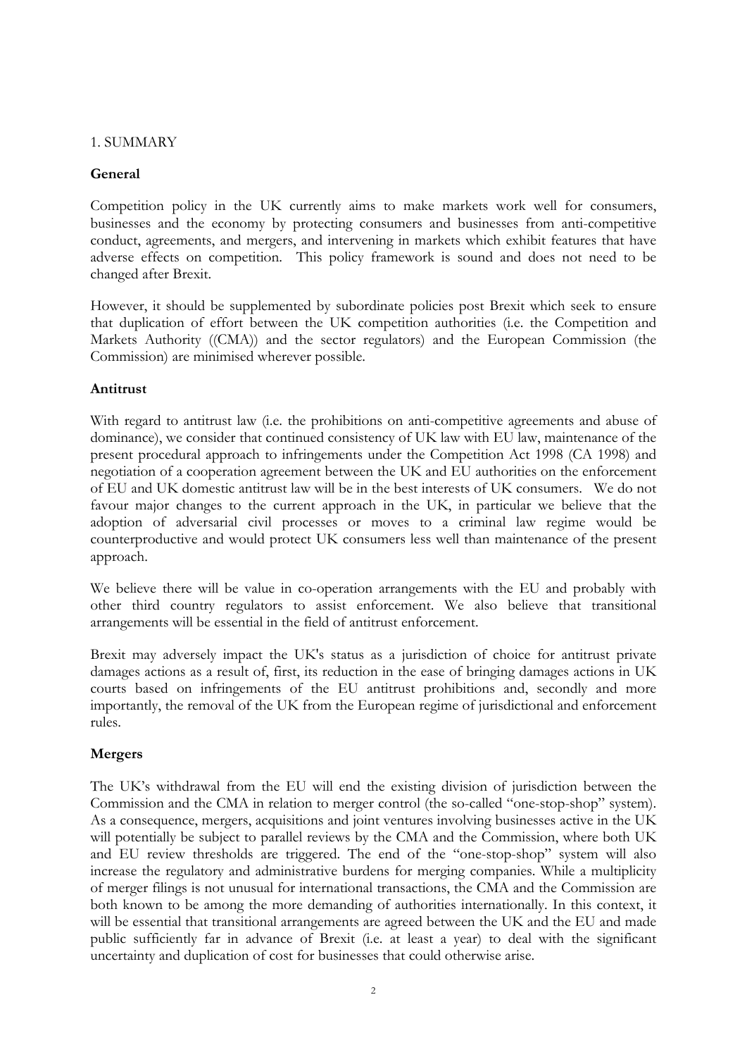1. SUMMARY

**General**

Competition policy in the UK currently aims to make markets work well for consumers, businesses and the economy by protecting consumers and businesses from anti-competitive conduct, agreements, and mergers, and intervening in markets which exhibit features that have adverse effects on competition. This policy framework is sound and does not need to be changed after Brexit.

However, it should be supplemented by subordinate policies post Brexit which seek to ensure that duplication of effort between the UK competition authorities (i.e. the Competition and Markets Authority ((CMA)) and the sector regulators) and the European Commission (the Commission) are minimised wherever possible.

**Antitrust**

With regard to antitrust law (i.e. the prohibitions on anti-competitive agreements and abuse of dominance), we consider that continued consistency of UK law with EU law, maintenance of the present procedural approach to infringements under the Competition Act 1998 (CA 1998) and negotiation of a cooperation agreement between the UK and EU authorities on the enforcement of EU and UK domestic antitrust law will be in the best interests of UK consumers. We do not favour major changes to the current approach in the UK, in particular we believe that the adoption of adversarial civil processes or moves to a criminal law regime would be counterproductive and would protect UK consumers less well than maintenance of the present approach.

We believe there will be value in co-operation arrangements with the EU and probably with other third country regulators to assist enforcement. We also believe that transitional arrangements will be essential in the field of antitrust enforcement.

Brexit may adversely impact the UK's status as a jurisdiction of choice for antitrust private damages actions as a result of, first, its reduction in the ease of bringing damages actions in UK courts based on infringements of the EU antitrust prohibitions and, secondly and more importantly, the removal of the UK from the European regime of jurisdictional and enforcement rules.

**Mergers**

The UK's withdrawal from the EU will end the existing division of jurisdiction between the Commission and the CMA in relation to merger control (the so-called "one-stop-shop" system). As a consequence, mergers, acquisitions and joint ventures involving businesses active in the UK will potentially be subject to parallel reviews by the CMA and the Commission, where both UK and EU review thresholds are triggered. The end of the "one-stop-shop" system will also increase the regulatory and administrative burdens for merging companies. While a multiplicity of merger filings is not unusual for international transactions, the CMA and the Commission are both known to be among the more demanding of authorities internationally. In this context, it will be essential that transitional arrangements are agreed between the UK and the EU and made public sufficiently far in advance of Brexit (i.e. at least a year) to deal with the significant uncertainty and duplication of cost for businesses that could otherwise arise.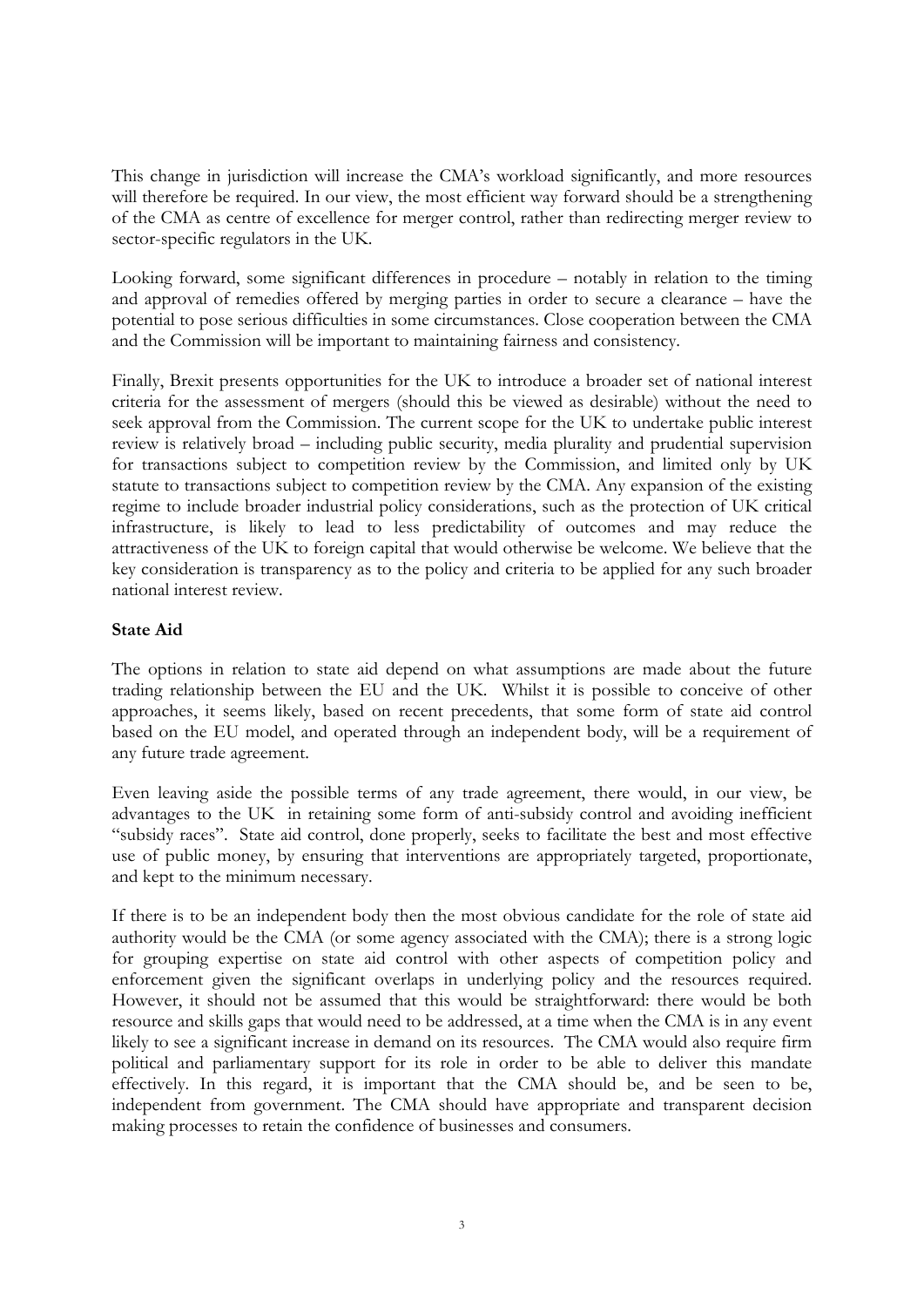This change in jurisdiction will increase the CMA's workload significantly, and more resources will therefore be required. In our view, the most efficient way forward should be a strengthening of the CMA as centre of excellence for merger control, rather than redirecting merger review to sector-specific regulators in the UK.

Looking forward, some significant differences in procedure – notably in relation to the timing and approval of remedies offered by merging parties in order to secure a clearance – have the potential to pose serious difficulties in some circumstances. Close cooperation between the CMA and the Commission will be important to maintaining fairness and consistency.

Finally, Brexit presents opportunities for the UK to introduce a broader set of national interest criteria for the assessment of mergers (should this be viewed as desirable) without the need to seek approval from the Commission. The current scope for the UK to undertake public interest review is relatively broad – including public security, media plurality and prudential supervision for transactions subject to competition review by the Commission, and limited only by UK statute to transactions subject to competition review by the CMA. Any expansion of the existing regime to include broader industrial policy considerations, such as the protection of UK critical infrastructure, is likely to lead to less predictability of outcomes and may reduce the attractiveness of the UK to foreign capital that would otherwise be welcome. We believe that the key consideration is transparency as to the policy and criteria to be applied for any such broader national interest review.

**State Aid**

The options in relation to state aid depend on what assumptions are made about the future trading relationship between the EU and the UK. Whilst it is possible to conceive of other approaches, it seems likely, based on recent precedents, that some form of state aid control based on the EU model, and operated through an independent body, will be a requirement of any future trade agreement.

Even leaving aside the possible terms of any trade agreement, there would, in our view, be advantages to the UK in retaining some form of anti-subsidy control and avoiding inefficient "subsidy races". State aid control, done properly, seeks to facilitate the best and most effective use of public money, by ensuring that interventions are appropriately targeted, proportionate, and kept to the minimum necessary.

If there is to be an independent body then the most obvious candidate for the role of state aid authority would be the CMA (or some agency associated with the CMA); there is a strong logic for grouping expertise on state aid control with other aspects of competition policy and enforcement given the significant overlaps in underlying policy and the resources required. However, it should not be assumed that this would be straightforward: there would be both resource and skills gaps that would need to be addressed, at a time when the CMA is in any event likely to see a significant increase in demand on its resources. The CMA would also require firm political and parliamentary support for its role in order to be able to deliver this mandate effectively. In this regard, it is important that the CMA should be, and be seen to be, independent from government. The CMA should have appropriate and transparent decision making processes to retain the confidence of businesses and consumers.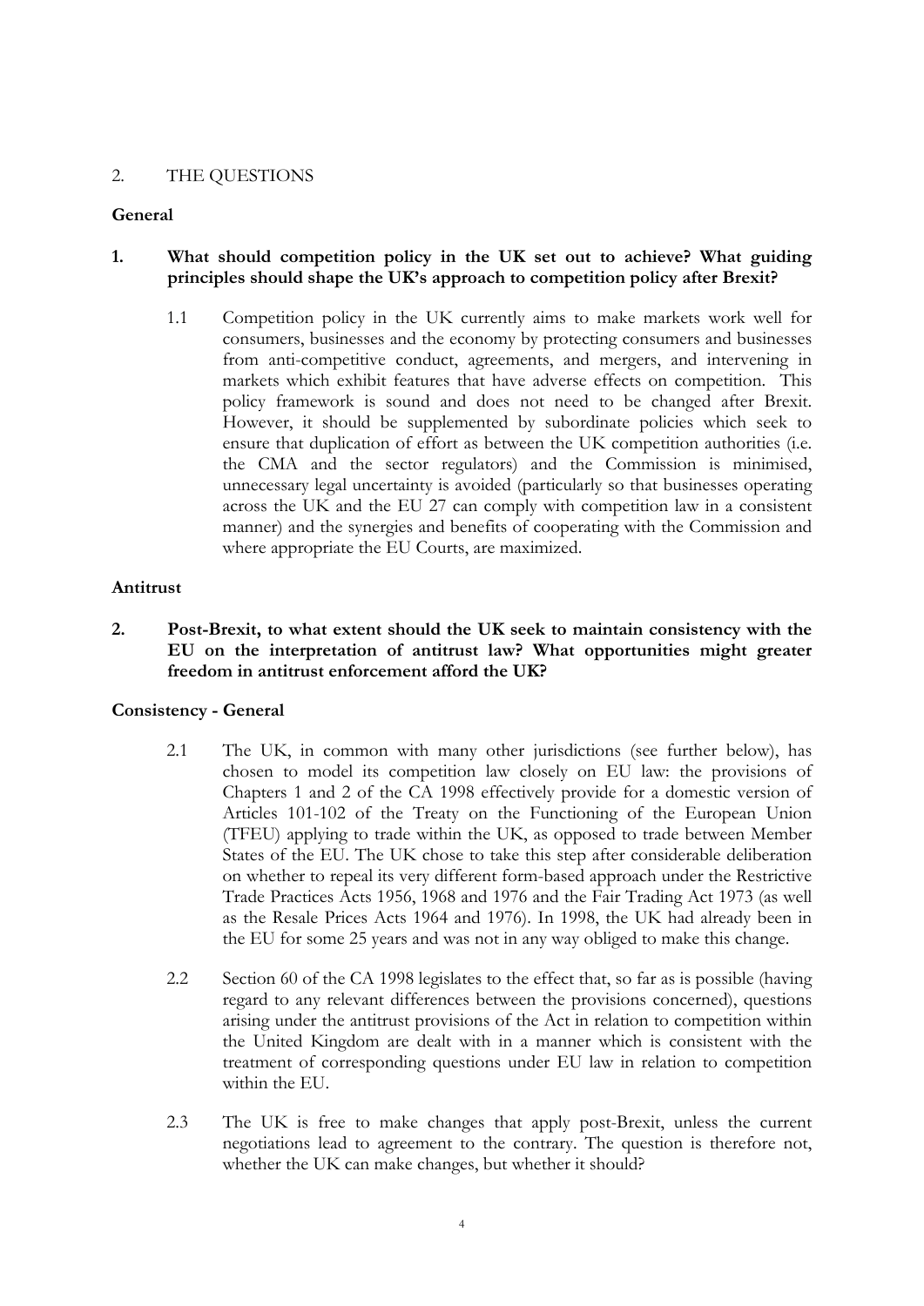## 2. THE QUESTIONS

### General

**1. What should competition policy in the UK set out to achieve? What guiding principles should shape the UK's approach to competition policy after Brexit?**

1.1 Competition policy in the UK currently aims to make markets work well for consumers, businesses and the economy by protecting consumers and businesses from anti-competitive conduct, agreements, and mergers, and intervening in markets which exhibit features that have adverse effects on competition. This policy framework is sound and does not need to be changed after Brexit. However, it should be supplemented by subordinate policies which seek to ensure that duplication of effort as between the UK competition authorities (i.e. the CMA and the sector regulators) and the Commission is minimised, unnecessary legal uncertainty is avoided (particularly so that businesses operating across the UK and the EU 27 can comply with competition law in a consistent manner) and the synergies and benefits of cooperating with the Commission and where appropriate the EU Courts, are maximized.

### Antitrust

**2. Post-Brexit, to what extent should the UK seek to maintain consistency with the EU on the interpretation of antitrust law? What opportunities might greater freedom in antitrust enforcement afford the UK?**

### Consistency - General

2.1 The UK, in common with many other jurisdictions (see further below), has chosen to model its competition law closely on EU law: the provisions of Chapters 1 and 2 of the CA 1998 effectively provide for a domestic version of Articles 101-102 of the Treaty on the Functioning of the European Union (TFEU) applying to trade within the UK, as opposed to trade between Member States of the EU. The UK chose to take this step after considerable deliberation on whether to repeal its very different form-based approach under the Restrictive Trade Practices Acts 1956, 1968 and 1976 and the Fair Trading Act 1973 (as well as the Resale Prices Acts 1964 and 1976). In 1998, the UK had already been in the EU for some 25 years and was not in any way obliged to make this change.

2.2 Section 60 of the CA 1998 legislates to the effect that, so far as is possible (having regard to any relevant differences between the provisions concerned), questions arising under the antitrust provisions of the Act in relation to competition within the United Kingdom are dealt with in a manner which is consistent with the treatment of corresponding questions under EU law in relation to competition within the EU.

2.3 The UK is free to make changes that apply post-Brexit, unless the current negotiations lead to agreement to the contrary. The question is therefore not, whether the UK can make changes, but whether it should?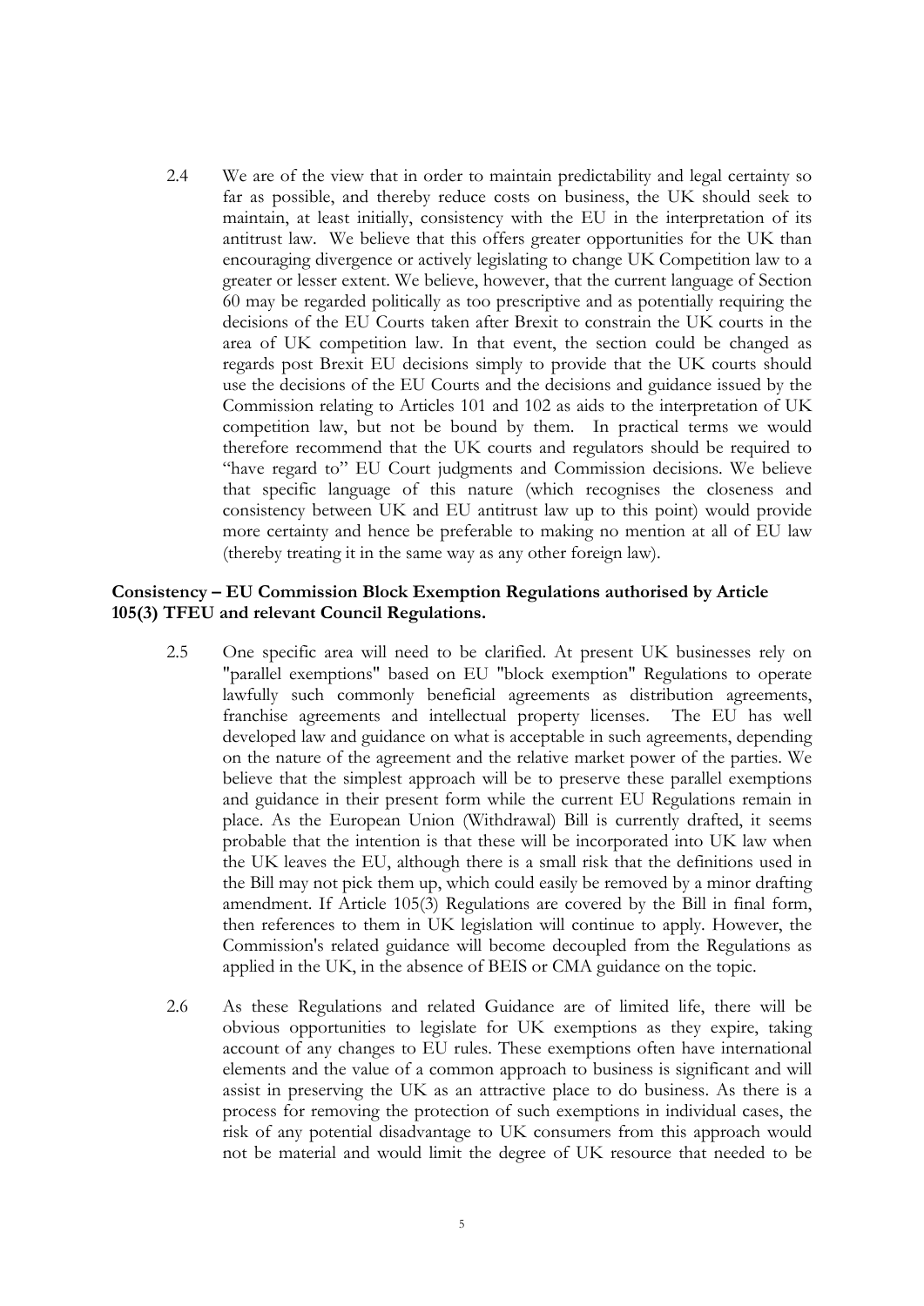2.4 We are of the view that in order to maintain predictability and legal certainty so far as possible, and thereby reduce costs on business, the UK should seek to maintain, at least initially, consistency with the EU in the interpretation of its antitrust law. We believe that this offers greater opportunities for the UK than encouraging divergence or actively legislating to change UK Competition law to a greater or lesser extent. We believe, however, that the current language of Section 60 may be regarded politically as too prescriptive and as potentially requiring the decisions of the EU Courts taken after Brexit to constrain the UK courts in the area of UK competition law. In that event, the section could be changed as regards post Brexit EU decisions simply to provide that the UK courts should use the decisions of the EU Courts and the decisions and guidance issued by the Commission relating to Articles 101 and 102 as aids to the interpretation of UK competition law, but not be bound by them. In practical terms we would therefore recommend that the UK courts and regulators should be required to "have regard to" EU Court judgments and Commission decisions. We believe that specific language of this nature (which recognises the closeness and consistency between UK and EU antitrust law up to this point) would provide more certainty and hence be preferable to making no mention at all of EU law (thereby treating it in the same way as any other foreign law).

**Consistency – EU Commission Block Exemption Regulations authorised by Article 105(3) TFEU and relevant Council Regulations.**

2.5 One specific area will need to be clarified. At present UK businesses rely on "parallel exemptions" based on EU "block exemption" Regulations to operate lawfully such commonly beneficial agreements as distribution agreements, franchise agreements and intellectual property licenses. The EU has well developed law and guidance on what is acceptable in such agreements, depending on the nature of the agreement and the relative market power of the parties. We believe that the simplest approach will be to preserve these parallel exemptions and guidance in their present form while the current EU Regulations remain in place. As the European Union (Withdrawal) Bill is currently drafted, it seems probable that the intention is that these will be incorporated into UK law when the UK leaves the EU, although there is a small risk that the definitions used in the Bill may not pick them up, which could easily be removed by a minor drafting amendment. If Article 105(3) Regulations are covered by the Bill in final form, then references to them in UK legislation will continue to apply. However, the Commission's related guidance will become decoupled from the Regulations as applied in the UK, in the absence of BEIS or CMA guidance on the topic.

2.6 As these Regulations and related Guidance are of limited life, there will be obvious opportunities to legislate for UK exemptions as they expire, taking account of any changes to EU rules. These exemptions often have international elements and the value of a common approach to business is significant and will assist in preserving the UK as an attractive place to do business. As there is a process for removing the protection of such exemptions in individual cases, the risk of any potential disadvantage to UK consumers from this approach would not be material and would limit the degree of UK resource that needed to be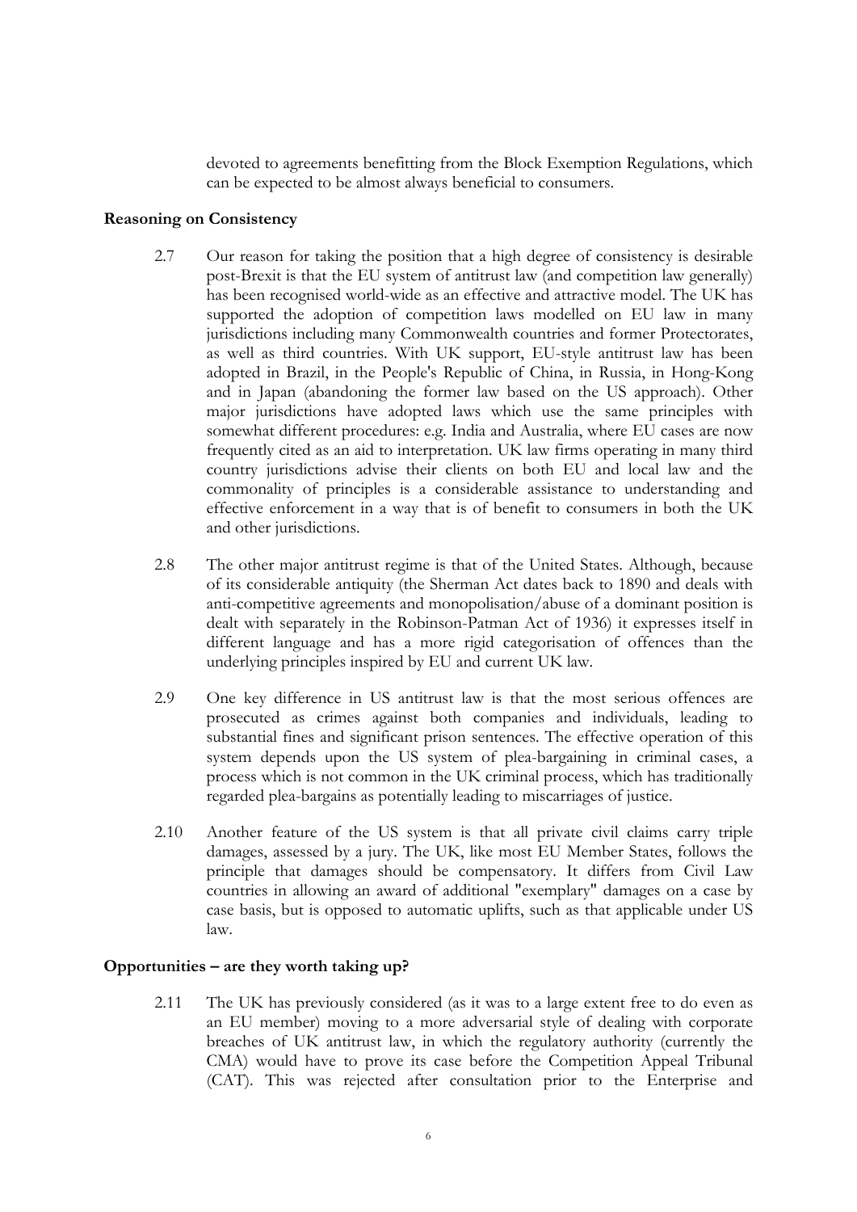devoted to agreements benefitting from the Block Exemption Regulations, which can be expected to be almost always beneficial to consumers.

**Reasoning on Consistency**

2.7 Our reason for taking the position that a high degree of consistency is desirable post-Brexit is that the EU system of antitrust law (and competition law generally) has been recognised world-wide as an effective and attractive model. The UK has supported the adoption of competition laws modelled on EU law in many jurisdictions including many Commonwealth countries and former Protectorates, as well as third countries. With UK support, EU-style antitrust law has been adopted in Brazil, in the People's Republic of China, in Russia, in Hong-Kong and in Japan (abandoning the former law based on the US approach). Other major jurisdictions have adopted laws which use the same principles with somewhat different procedures: e.g. India and Australia, where EU cases are now frequently cited as an aid to interpretation. UK law firms operating in many third country jurisdictions advise their clients on both EU and local law and the commonality of principles is a considerable assistance to understanding and effective enforcement in a way that is of benefit to consumers in both the UK and other jurisdictions.

2.8 The other major antitrust regime is that of the United States. Although, because of its considerable antiquity (the Sherman Act dates back to 1890 and deals with anti-competitive agreements and monopolisation/abuse of a dominant position is dealt with separately in the Robinson-Patman Act of 1936) it expresses itself in different language and has a more rigid categorisation of offences than the underlying principles inspired by EU and current UK law.

2.9 One key difference in US antitrust law is that the most serious offences are prosecuted as crimes against both companies and individuals, leading to substantial fines and significant prison sentences. The effective operation of this system depends upon the US system of plea-bargaining in criminal cases, a process which is not common in the UK criminal process, which has traditionally regarded plea-bargains as potentially leading to miscarriages of justice.

2.10 Another feature of the US system is that all private civil claims carry triple damages, assessed by a jury. The UK, like most EU Member States, follows the principle that damages should be compensatory. It differs from Civil Law countries in allowing an award of additional "exemplary" damages on a case by case basis, but is opposed to automatic uplifts, such as that applicable under US law.

**Opportunities – are they worth taking up?**

2.11 The UK has previously considered (as it was to a large extent free to do even as an EU member) moving to a more adversarial style of dealing with corporate breaches of UK antitrust law, in which the regulatory authority (currently the CMA) would have to prove its case before the Competition Appeal Tribunal (CAT). This was rejected after consultation prior to the Enterprise and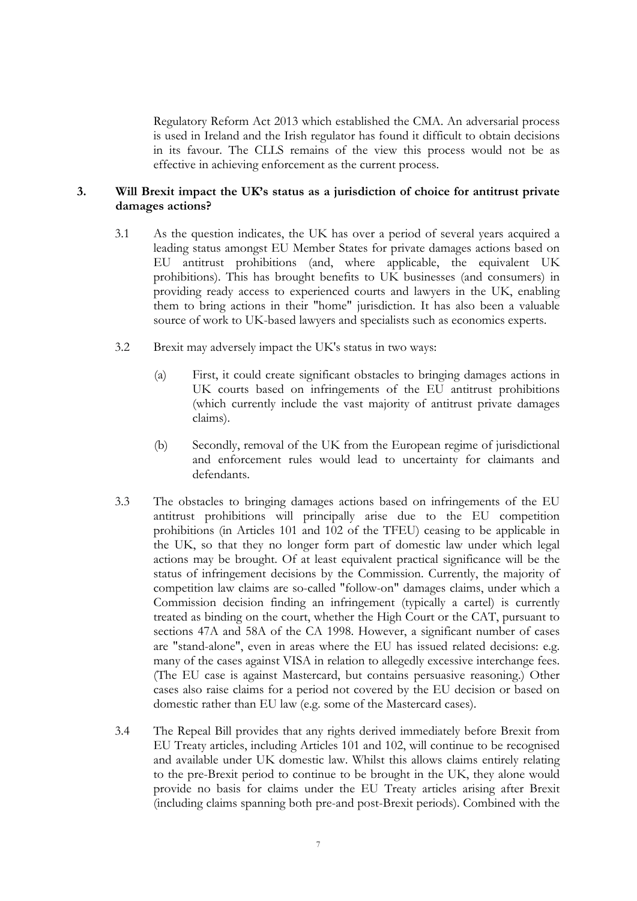Regulatory Reform Act 2013 which established the CMA. An adversarial process is used in Ireland and the Irish regulator has found it difficult to obtain decisions in its favour. The CLLS remains of the view this process would not be as effective in achieving enforcement as the current process.

## 3. Will Brexit impact the UK's status as a jurisdiction of choice for antitrust private damages actions?

3.1 As the question indicates, the UK has over a period of several years acquired a leading status amongst EU Member States for private damages actions based on EU antitrust prohibitions (and, where applicable, the equivalent UK prohibitions). This has brought benefits to UK businesses (and consumers) in providing ready access to experienced courts and lawyers in the UK, enabling them to bring actions in their "home" jurisdiction. It has also been a valuable source of work to UK-based lawyers and specialists such as economics experts.

3.2 Brexit may adversely impact the UK's status in two ways:

(a) First, it could create significant obstacles to bringing damages actions in UK courts based on infringements of the EU antitrust prohibitions (which currently include the vast majority of antitrust private damages claims).

(b) Secondly, removal of the UK from the European regime of jurisdictional and enforcement rules would lead to uncertainty for claimants and defendants.

3.3 The obstacles to bringing damages actions based on infringements of the EU antitrust prohibitions will principally arise due to the EU competition prohibitions (in Articles 101 and 102 of the TFEU) ceasing to be applicable in the UK, so that they no longer form part of domestic law under which legal actions may be brought. Of at least equivalent practical significance will be the status of infringement decisions by the Commission. Currently, the majority of competition law claims are so-called "follow-on" damages claims, under which a Commission decision finding an infringement (typically a cartel) is currently treated as binding on the court, whether the High Court or the CAT, pursuant to sections 47A and 58A of the CA 1998. However, a significant number of cases are "stand-alone", even in areas where the EU has issued related decisions: e.g. many of the cases against VISA in relation to allegedly excessive interchange fees. (The EU case is against Mastercard, but contains persuasive reasoning.) Other cases also raise claims for a period not covered by the EU decision or based on domestic rather than EU law (e.g. some of the Mastercard cases).

3.4 The Repeal Bill provides that any rights derived immediately before Brexit from EU Treaty articles, including Articles 101 and 102, will continue to be recognised and available under UK domestic law. Whilst this allows claims entirely relating to the pre-Brexit period to continue to be brought in the UK, they alone would provide no basis for claims under the EU Treaty articles arising after Brexit (including claims spanning both pre-and post-Brexit periods). Combined with the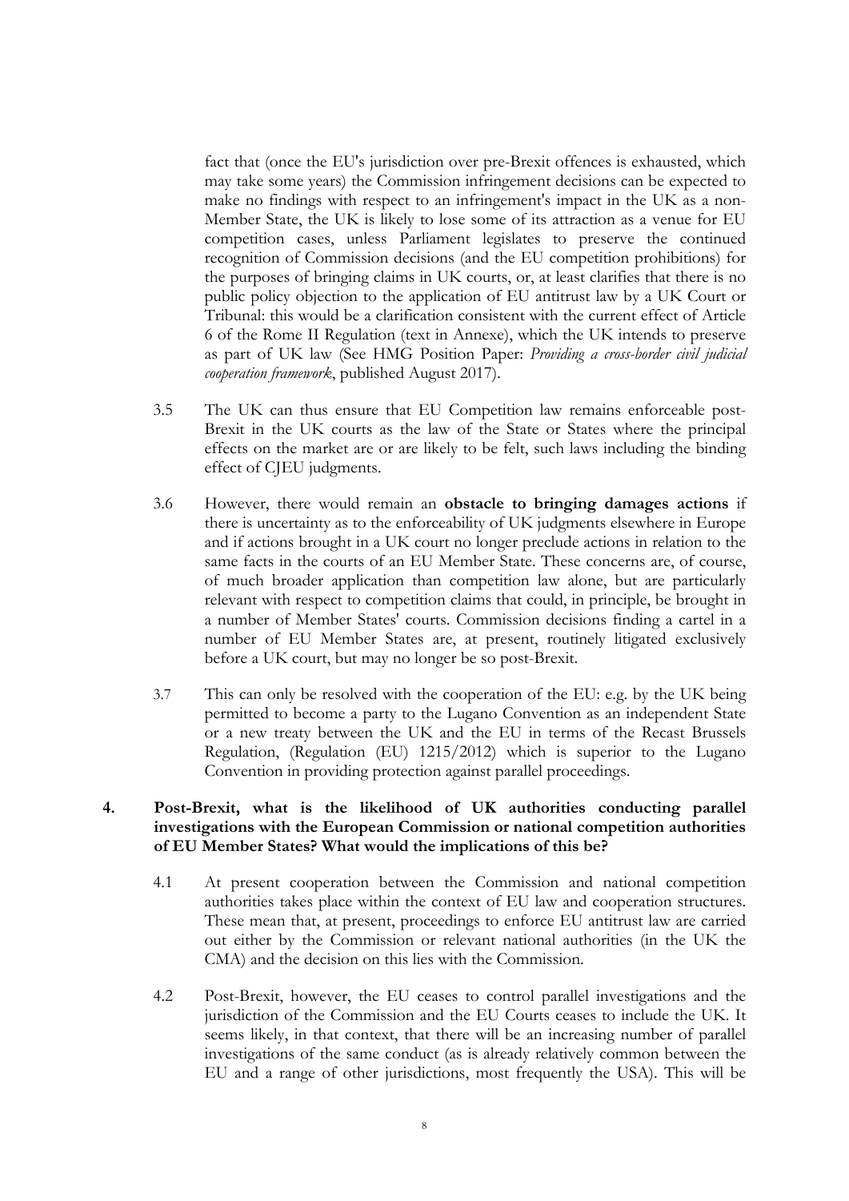fact that (once the EU's jurisdiction over pre-Brexit offences is exhausted, which may take some years) the Commission infringement decisions can be expected to make no findings with respect to an infringement's impact in the UK as a non-Member State, the UK is likely to lose some of its attraction as a venue for EU competition cases, unless Parliament legislates to preserve the continued recognition of Commission decisions (and the EU competition prohibitions) for the purposes of bringing claims in UK courts, or, at least clarifies that there is no public policy objection to the application of EU antitrust law by a UK Court or Tribunal: this would be a clarification consistent with the current effect of Article 6 of the Rome II Regulation (text in Annexe), which the UK intends to preserve as part of UK law (See HMG Position Paper: *Providing a cross-border civil judicial cooperation framework*, published August 2017).

3.5 The UK can thus ensure that EU Competition law remains enforceable post-Brexit in the UK courts as the law of the State or States where the principal effects on the market are or are likely to be felt, such laws including the binding effect of CJEU judgments.

3.6 However, there would remain an **obstacle to bringing damages actions** if there is uncertainty as to the enforceability of UK judgments elsewhere in Europe and if actions brought in a UK court no longer preclude actions in relation to the same facts in the courts of an EU Member State. These concerns are, of course, of much broader application than competition law alone, but are particularly relevant with respect to competition claims that could, in principle, be brought in a number of Member States' courts. Commission decisions finding a cartel in a number of EU Member States are, at present, routinely litigated exclusively before a UK court, but may no longer be so post-Brexit.

3.7 This can only be resolved with the cooperation of the EU: e.g. by the UK being permitted to become a party to the Lugano Convention as an independent State or a new treaty between the UK and the EU in terms of the Recast Brussels Regulation, (Regulation (EU) 1215/2012) which is superior to the Lugano Convention in providing protection against parallel proceedings.

## 4. Post-Brexit, what is the likelihood of UK authorities conducting parallel investigations with the European Commission or national competition authorities of EU Member States? What would the implications of this be?

4.1 At present cooperation between the Commission and national competition authorities takes place within the context of EU law and cooperation structures. These mean that, at present, proceedings to enforce EU antitrust law are carried out either by the Commission or relevant national authorities (in the UK the CMA) and the decision on this lies with the Commission.

4.2 Post-Brexit, however, the EU ceases to control parallel investigations and the jurisdiction of the Commission and the EU Courts ceases to include the UK. It seems likely, in that context, that there will be an increasing number of parallel investigations of the same conduct (as is already relatively common between the EU and a range of other jurisdictions, most frequently the USA). This will be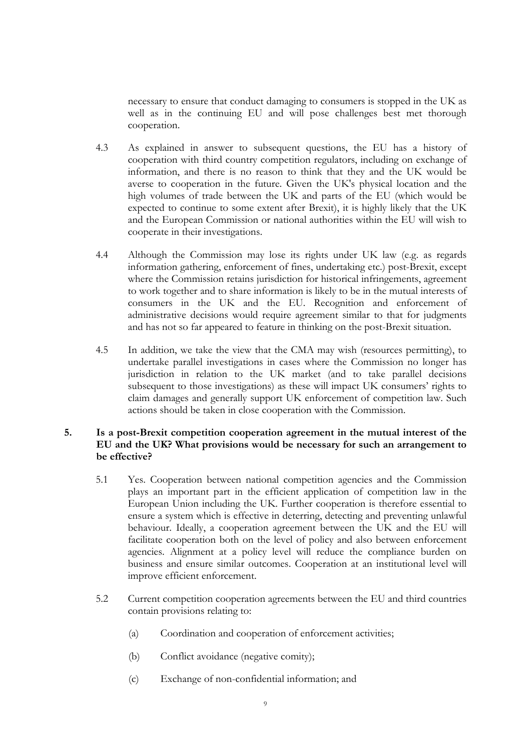necessary to ensure that conduct damaging to consumers is stopped in the UK as well as in the continuing EU and will pose challenges best met thorough cooperation.

4.3 As explained in answer to subsequent questions, the EU has a history of cooperation with third country competition regulators, including on exchange of information, and there is no reason to think that they and the UK would be averse to cooperation in the future. Given the UK's physical location and the high volumes of trade between the UK and parts of the EU (which would be expected to continue to some extent after Brexit), it is highly likely that the UK and the European Commission or national authorities within the EU will wish to cooperate in their investigations.

4.4 Although the Commission may lose its rights under UK law (e.g. as regards information gathering, enforcement of fines, undertaking etc.) post-Brexit, except where the Commission retains jurisdiction for historical infringements, agreement to work together and to share information is likely to be in the mutual interests of consumers in the UK and the EU. Recognition and enforcement of administrative decisions would require agreement similar to that for judgments and has not so far appeared to feature in thinking on the post-Brexit situation.

4.5 In addition, we take the view that the CMA may wish (resources permitting), to undertake parallel investigations in cases where the Commission no longer has jurisdiction in relation to the UK market (and to take parallel decisions subsequent to those investigations) as these will impact UK consumers' rights to claim damages and generally support UK enforcement of competition law. Such actions should be taken in close cooperation with the Commission.

**5. Is a post-Brexit competition cooperation agreement in the mutual interest of the EU and the UK? What provisions would be necessary for such an arrangement to be effective?**

5.1 Yes. Cooperation between national competition agencies and the Commission plays an important part in the efficient application of competition law in the European Union including the UK. Further cooperation is therefore essential to ensure a system which is effective in deterring, detecting and preventing unlawful behaviour. Ideally, a cooperation agreement between the UK and the EU will facilitate cooperation both on the level of policy and also between enforcement agencies. Alignment at a policy level will reduce the compliance burden on business and ensure similar outcomes. Cooperation at an institutional level will improve efficient enforcement.

5.2 Current competition cooperation agreements between the EU and third countries contain provisions relating to:

(a) Coordination and cooperation of enforcement activities;

(b) Conflict avoidance (negative comity);

(c) Exchange of non-confidential information; and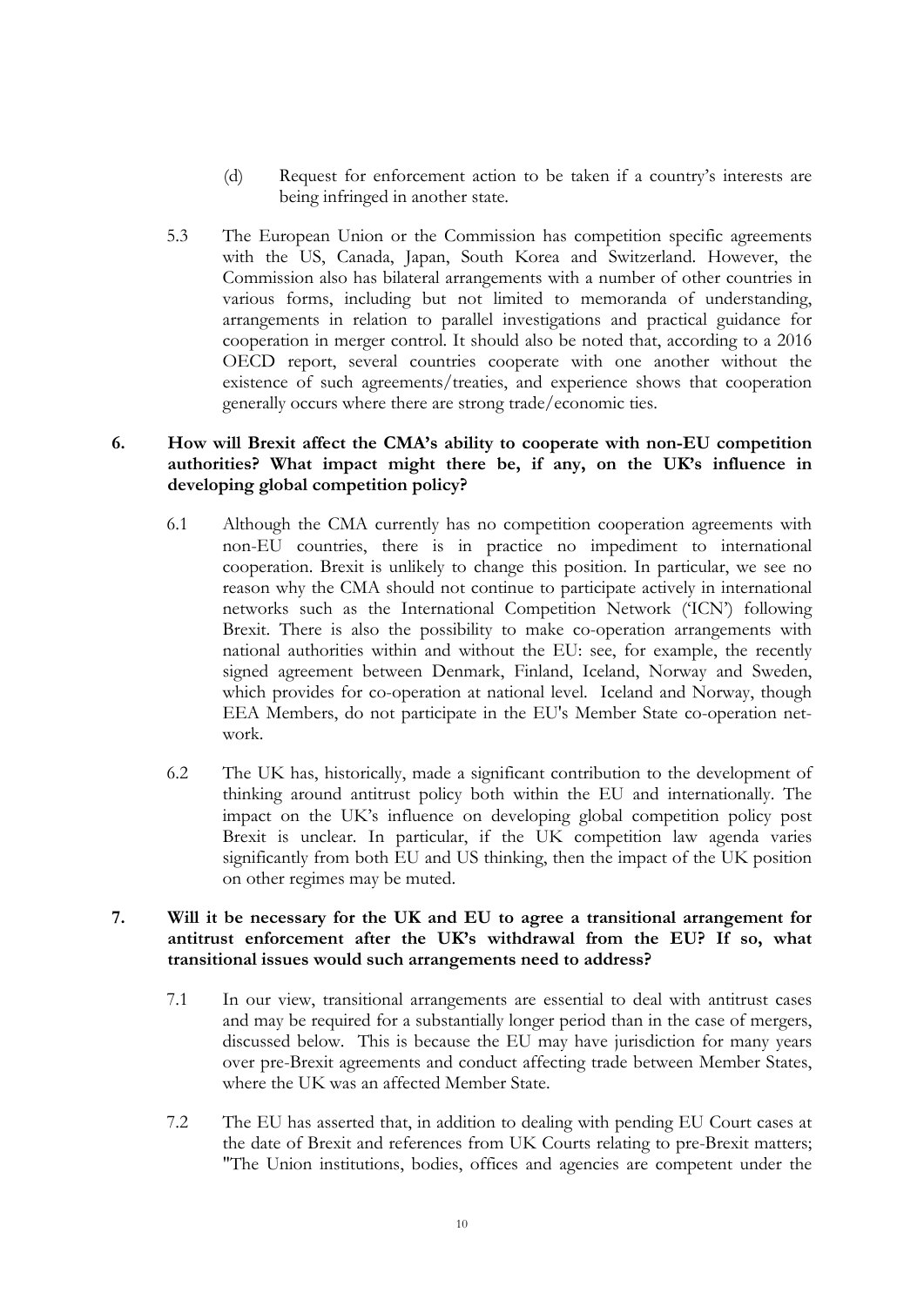(d) Request for enforcement action to be taken if a country's interests are being infringed in another state.

5.3 The European Union or the Commission has competition specific agreements with the US, Canada, Japan, South Korea and Switzerland. However, the Commission also has bilateral arrangements with a number of other countries in various forms, including but not limited to memoranda of understanding, arrangements in relation to parallel investigations and practical guidance for cooperation in merger control. It should also be noted that, according to a 2016 OECD report, several countries cooperate with one another without the existence of such agreements/treaties, and experience shows that cooperation generally occurs where there are strong trade/economic ties.

**6. How will Brexit affect the CMA's ability to cooperate with non-EU competition authorities? What impact might there be, if any, on the UK's influence in developing global competition policy?**

6.1 Although the CMA currently has no competition cooperation agreements with non-EU countries, there is in practice no impediment to international cooperation. Brexit is unlikely to change this position. In particular, we see no reason why the CMA should not continue to participate actively in international networks such as the International Competition Network ('ICN') following Brexit. There is also the possibility to make co-operation arrangements with national authorities within and without the EU: see, for example, the recently signed agreement between Denmark, Finland, Iceland, Norway and Sweden, which provides for co-operation at national level. Iceland and Norway, though EEA Members, do not participate in the EU's Member State co-operation network.

6.2 The UK has, historically, made a significant contribution to the development of thinking around antitrust policy both within the EU and internationally. The impact on the UK's influence on developing global competition policy post Brexit is unclear. In particular, if the UK competition law agenda varies significantly from both EU and US thinking, then the impact of the UK position on other regimes may be muted.

**7. Will it be necessary for the UK and EU to agree a transitional arrangement for antitrust enforcement after the UK's withdrawal from the EU? If so, what transitional issues would such arrangements need to address?**

7.1 In our view, transitional arrangements are essential to deal with antitrust cases and may be required for a substantially longer period than in the case of mergers, discussed below. This is because the EU may have jurisdiction for many years over pre-Brexit agreements and conduct affecting trade between Member States, where the UK was an affected Member State.

7.2 The EU has asserted that, in addition to dealing with pending EU Court cases at the date of Brexit and references from UK Courts relating to pre-Brexit matters; "The Union institutions, bodies, offices and agencies are competent under the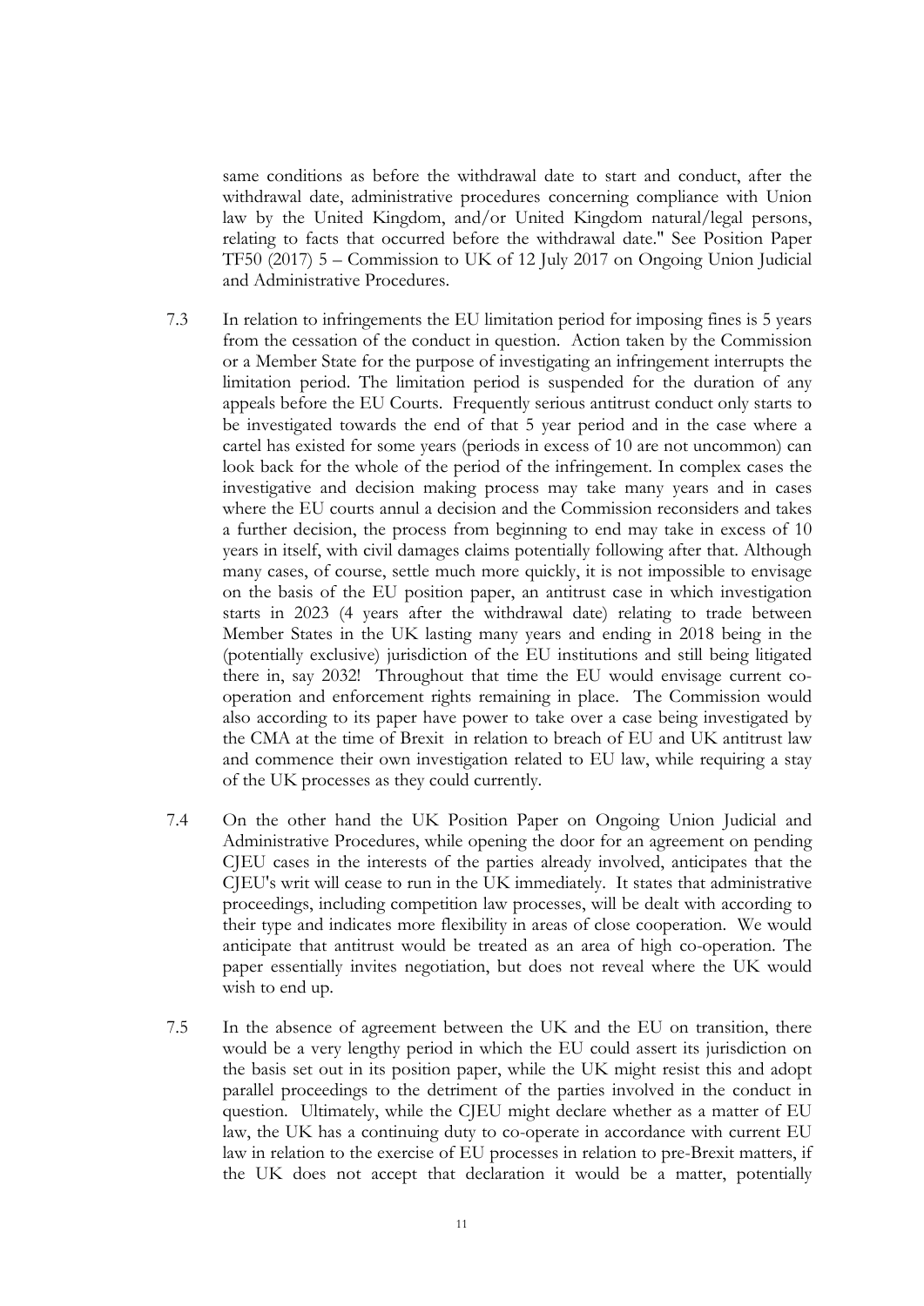same conditions as before the withdrawal date to start and conduct, after the withdrawal date, administrative procedures concerning compliance with Union law by the United Kingdom, and/or United Kingdom natural/legal persons, relating to facts that occurred before the withdrawal date." See Position Paper TF50 (2017) 5 – Commission to UK of 12 July 2017 on Ongoing Union Judicial and Administrative Procedures.

7.3 In relation to infringements the EU limitation period for imposing fines is 5 years from the cessation of the conduct in question. Action taken by the Commission or a Member State for the purpose of investigating an infringement interrupts the limitation period. The limitation period is suspended for the duration of any appeals before the EU Courts. Frequently serious antitrust conduct only starts to be investigated towards the end of that 5 year period and in the case where a cartel has existed for some years (periods in excess of 10 are not uncommon) can look back for the whole of the period of the infringement. In complex cases the investigative and decision making process may take many years and in cases where the EU courts annul a decision and the Commission reconsiders and takes a further decision, the process from beginning to end may take in excess of 10 years in itself, with civil damages claims potentially following after that. Although many cases, of course, settle much more quickly, it is not impossible to envisage on the basis of the EU position paper, an antitrust case in which investigation starts in 2023 (4 years after the withdrawal date) relating to trade between Member States in the UK lasting many years and ending in 2018 being in the (potentially exclusive) jurisdiction of the EU institutions and still being litigated there in, say 2032! Throughout that time the EU would envisage current co-operation and enforcement rights remaining in place. The Commission would also according to its paper have power to take over a case being investigated by the CMA at the time of Brexit in relation to breach of EU and UK antitrust law and commence their own investigation related to EU law, while requiring a stay of the UK processes as they could currently.

7.4 On the other hand the UK Position Paper on Ongoing Union Judicial and Administrative Procedures, while opening the door for an agreement on pending CJEU cases in the interests of the parties already involved, anticipates that the CJEU's writ will cease to run in the UK immediately. It states that administrative proceedings, including competition law processes, will be dealt with according to their type and indicates more flexibility in areas of close cooperation. We would anticipate that antitrust would be treated as an area of high co-operation. The paper essentially invites negotiation, but does not reveal where the UK would wish to end up.

7.5 In the absence of agreement between the UK and the EU on transition, there would be a very lengthy period in which the EU could assert its jurisdiction on the basis set out in its position paper, while the UK might resist this and adopt parallel proceedings to the detriment of the parties involved in the conduct in question. Ultimately, while the CJEU might declare whether as a matter of EU law, the UK has a continuing duty to co-operate in accordance with current EU law in relation to the exercise of EU processes in relation to pre-Brexit matters, if the UK does not accept that declaration it would be a matter, potentially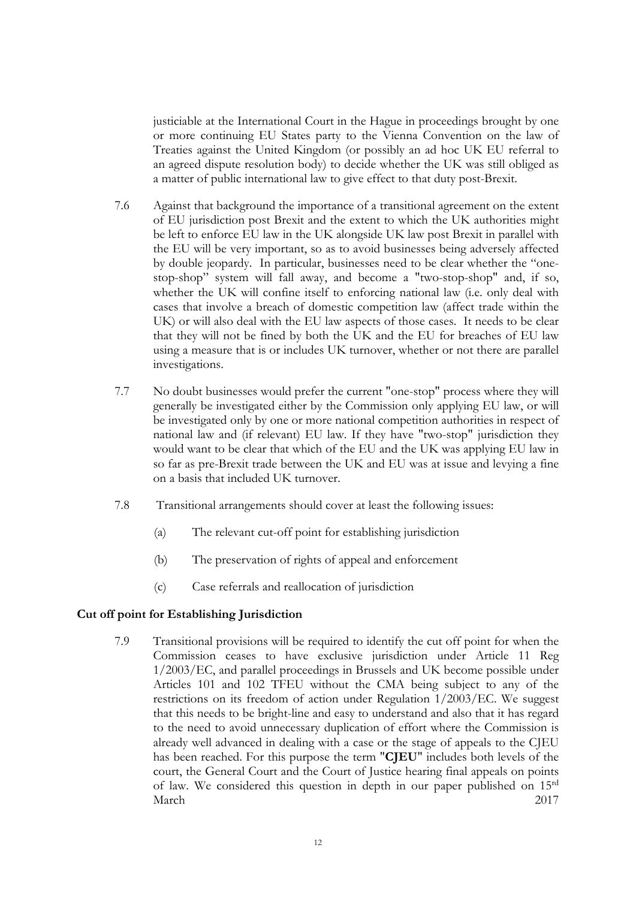justiciable at the International Court in the Hague in proceedings brought by one or more continuing EU States party to the Vienna Convention on the law of Treaties against the United Kingdom (or possibly an ad hoc UK EU referral to an agreed dispute resolution body) to decide whether the UK was still obliged as a matter of public international law to give effect to that duty post-Brexit.

7.6 Against that background the importance of a transitional agreement on the extent of EU jurisdiction post Brexit and the extent to which the UK authorities might be left to enforce EU law in the UK alongside UK law post Brexit in parallel with the EU will be very important, so as to avoid businesses being adversely affected by double jeopardy. In particular, businesses need to be clear whether the "one-stop-shop" system will fall away, and become a "two-stop-shop" and, if so, whether the UK will confine itself to enforcing national law (i.e. only deal with cases that involve a breach of domestic competition law (affect trade within the UK) or will also deal with the EU law aspects of those cases. It needs to be clear that they will not be fined by both the UK and the EU for breaches of EU law using a measure that is or includes UK turnover, whether or not there are parallel investigations.

7.7 No doubt businesses would prefer the current "one-stop" process where they will generally be investigated either by the Commission only applying EU law, or will be investigated only by one or more national competition authorities in respect of national law and (if relevant) EU law. If they have "two-stop" jurisdiction they would want to be clear that which of the EU and the UK was applying EU law in so far as pre-Brexit trade between the UK and EU was at issue and levying a fine on a basis that included UK turnover.

7.8 Transitional arrangements should cover at least the following issues:

(a) The relevant cut-off point for establishing jurisdiction

(b) The preservation of rights of appeal and enforcement

(c) Case referrals and reallocation of jurisdiction

**Cut off point for Establishing Jurisdiction**

7.9 Transitional provisions will be required to identify the cut off point for when the Commission ceases to have exclusive jurisdiction under Article 11 Reg 1/2003/EC, and parallel proceedings in Brussels and UK become possible under Articles 101 and 102 TFEU without the CMA being subject to any of the restrictions on its freedom of action under Regulation 1/2003/EC. We suggest that this needs to be bright-line and easy to understand and also that it has regard to the need to avoid unnecessary duplication of effort where the Commission is already well advanced in dealing with a case or the stage of appeals to the CJEU has been reached. For this purpose the term "**CJEU**" includes both levels of the court, the General Court and the Court of Justice hearing final appeals on points of law. We considered this question in depth in our paper published on 15th March 2017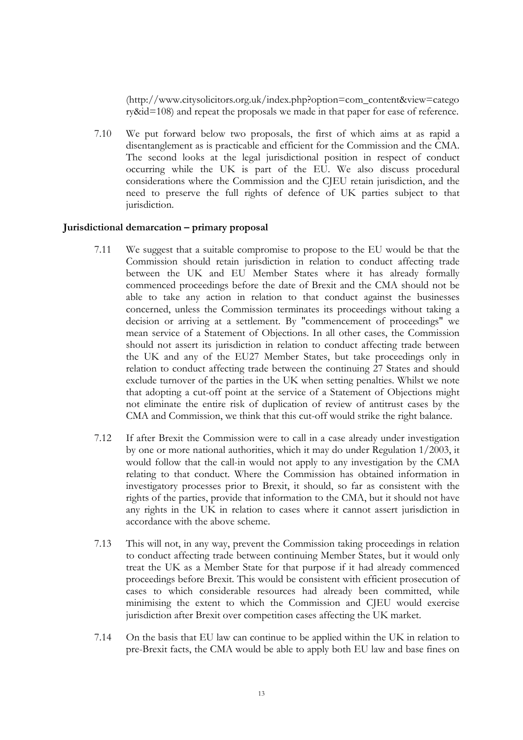(http://www.citysolicitors.org.uk/index.php?option=com_content&view=category&id=108) and repeat the proposals we made in that paper for ease of reference.

7.10 We put forward below two proposals, the first of which aims at as rapid a disentanglement as is practicable and efficient for the Commission and the CMA. The second looks at the legal jurisdictional position in respect of conduct occurring while the UK is part of the EU. We also discuss procedural considerations where the Commission and the CJEU retain jurisdiction, and the need to preserve the full rights of defence of UK parties subject to that jurisdiction.

**Jurisdictional demarcation – primary proposal**

7.11 We suggest that a suitable compromise to propose to the EU would be that the Commission should retain jurisdiction in relation to conduct affecting trade between the UK and EU Member States where it has already formally commenced proceedings before the date of Brexit and the CMA should not be able to take any action in relation to that conduct against the businesses concerned, unless the Commission terminates its proceedings without taking a decision or arriving at a settlement. By "commencement of proceedings" we mean service of a Statement of Objections. In all other cases, the Commission should not assert its jurisdiction in relation to conduct affecting trade between the UK and any of the EU27 Member States, but take proceedings only in relation to conduct affecting trade between the continuing 27 States and should exclude turnover of the parties in the UK when setting penalties. Whilst we note that adopting a cut-off point at the service of a Statement of Objections might not eliminate the entire risk of duplication of review of antitrust cases by the CMA and Commission, we think that this cut-off would strike the right balance.

7.12 If after Brexit the Commission were to call in a case already under investigation by one or more national authorities, which it may do under Regulation 1/2003, it would follow that the call-in would not apply to any investigation by the CMA relating to that conduct. Where the Commission has obtained information in investigatory processes prior to Brexit, it should, so far as consistent with the rights of the parties, provide that information to the CMA, but it should not have any rights in the UK in relation to cases where it cannot assert jurisdiction in accordance with the above scheme.

7.13 This will not, in any way, prevent the Commission taking proceedings in relation to conduct affecting trade between continuing Member States, but it would only treat the UK as a Member State for that purpose if it had already commenced proceedings before Brexit. This would be consistent with efficient prosecution of cases to which considerable resources had already been committed, while minimising the extent to which the Commission and CJEU would exercise jurisdiction after Brexit over competition cases affecting the UK market.

7.14 On the basis that EU law can continue to be applied within the UK in relation to pre-Brexit facts, the CMA would be able to apply both EU law and base fines on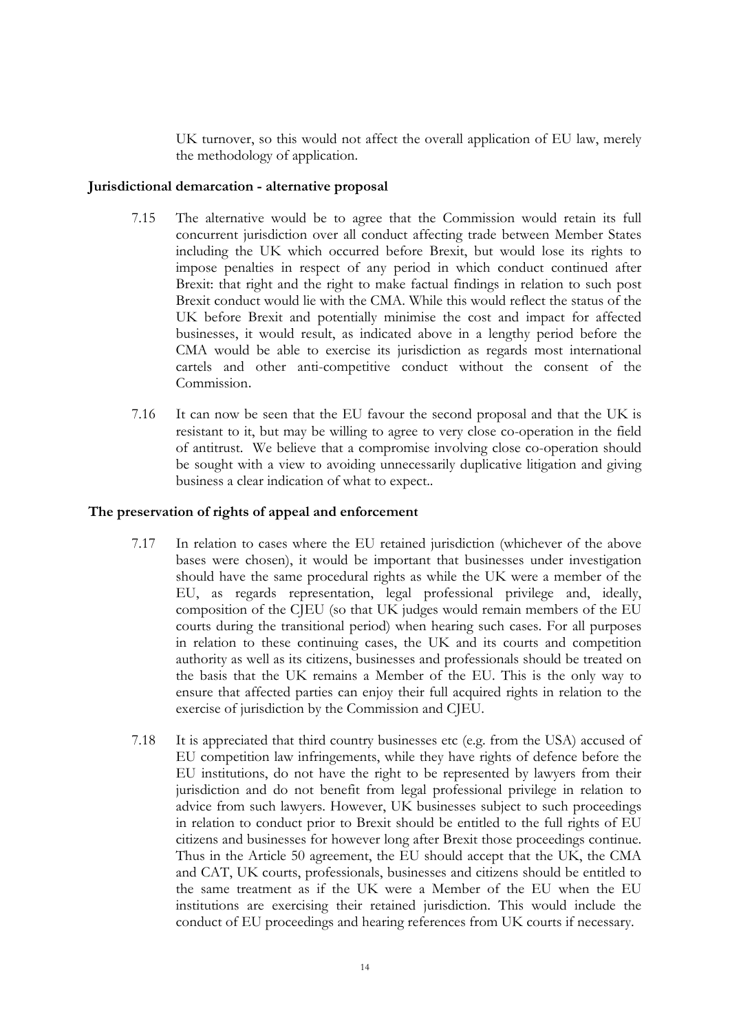UK turnover, so this would not affect the overall application of EU law, merely the methodology of application.

**Jurisdictional demarcation - alternative proposal**

7.15 The alternative would be to agree that the Commission would retain its full concurrent jurisdiction over all conduct affecting trade between Member States including the UK which occurred before Brexit, but would lose its rights to impose penalties in respect of any period in which conduct continued after Brexit: that right and the right to make factual findings in relation to such post Brexit conduct would lie with the CMA. While this would reflect the status of the UK before Brexit and potentially minimise the cost and impact for affected businesses, it would result, as indicated above in a lengthy period before the CMA would be able to exercise its jurisdiction as regards most international cartels and other anti-competitive conduct without the consent of the Commission.

7.16 It can now be seen that the EU favour the second proposal and that the UK is resistant to it, but may be willing to agree to very close co-operation in the field of antitrust. We believe that a compromise involving close co-operation should be sought with a view to avoiding unnecessarily duplicative litigation and giving business a clear indication of what to expect..

**The preservation of rights of appeal and enforcement**

7.17 In relation to cases where the EU retained jurisdiction (whichever of the above bases were chosen), it would be important that businesses under investigation should have the same procedural rights as while the UK were a member of the EU, as regards representation, legal professional privilege and, ideally, composition of the CJEU (so that UK judges would remain members of the EU courts during the transitional period) when hearing such cases. For all purposes in relation to these continuing cases, the UK and its courts and competition authority as well as its citizens, businesses and professionals should be treated on the basis that the UK remains a Member of the EU. This is the only way to ensure that affected parties can enjoy their full acquired rights in relation to the exercise of jurisdiction by the Commission and CJEU.

7.18 It is appreciated that third country businesses etc (e.g. from the USA) accused of EU competition law infringements, while they have rights of defence before the EU institutions, do not have the right to be represented by lawyers from their jurisdiction and do not benefit from legal professional privilege in relation to advice from such lawyers. However, UK businesses subject to such proceedings in relation to conduct prior to Brexit should be entitled to the full rights of EU citizens and businesses for however long after Brexit those proceedings continue. Thus in the Article 50 agreement, the EU should accept that the UK, the CMA and CAT, UK courts, professionals, businesses and citizens should be entitled to the same treatment as if the UK were a Member of the EU when the EU institutions are exercising their retained jurisdiction. This would include the conduct of EU proceedings and hearing references from UK courts if necessary.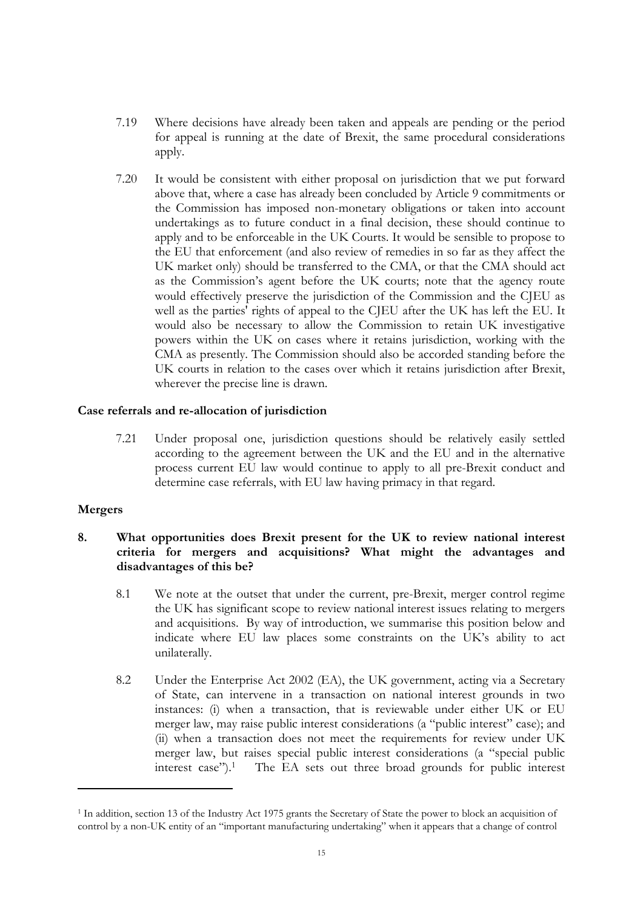7.19 Where decisions have already been taken and appeals are pending or the period for appeal is running at the date of Brexit, the same procedural considerations apply.

7.20 It would be consistent with either proposal on jurisdiction that we put forward above that, where a case has already been concluded by Article 9 commitments or the Commission has imposed non-monetary obligations or taken into account undertakings as to future conduct in a final decision, these should continue to apply and to be enforceable in the UK Courts. It would be sensible to propose to the EU that enforcement (and also review of remedies in so far as they affect the UK market only) should be transferred to the CMA, or that the CMA should act as the Commission's agent before the UK courts; note that the agency route would effectively preserve the jurisdiction of the Commission and the CJEU as well as the parties' rights of appeal to the CJEU after the UK has left the EU. It would also be necessary to allow the Commission to retain UK investigative powers within the UK on cases where it retains jurisdiction, working with the CMA as presently. The Commission should also be accorded standing before the UK courts in relation to the cases over which it retains jurisdiction after Brexit, wherever the precise line is drawn.

**Case referrals and re-allocation of jurisdiction**

7.21 Under proposal one, jurisdiction questions should be relatively easily settled according to the agreement between the UK and the EU and in the alternative process current EU law would continue to apply to all pre-Brexit conduct and determine case referrals, with EU law having primacy in that regard.

**Mergers**

**8. What opportunities does Brexit present for the UK to review national interest criteria for mergers and acquisitions? What might the advantages and disadvantages of this be?**

8.1 We note at the outset that under the current, pre-Brexit, merger control regime the UK has significant scope to review national interest issues relating to mergers and acquisitions. By way of introduction, we summarise this position below and indicate where EU law places some constraints on the UK's ability to act unilaterally.

8.2 Under the Enterprise Act 2002 (EA), the UK government, acting via a Secretary of State, can intervene in a transaction on national interest grounds in two instances: (i) when a transaction, that is reviewable under either UK or EU merger law, may raise public interest considerations (a "public interest" case); and (ii) when a transaction does not meet the requirements for review under UK merger law, but raises special public interest considerations (a "special public interest case").[1] The EA sets out three broad grounds for public interest

[1] In addition, section 13 of the Industry Act 1975 grants the Secretary of State the power to block an acquisition of control by a non-UK entity of an "important manufacturing undertaking" when it appears that a change of control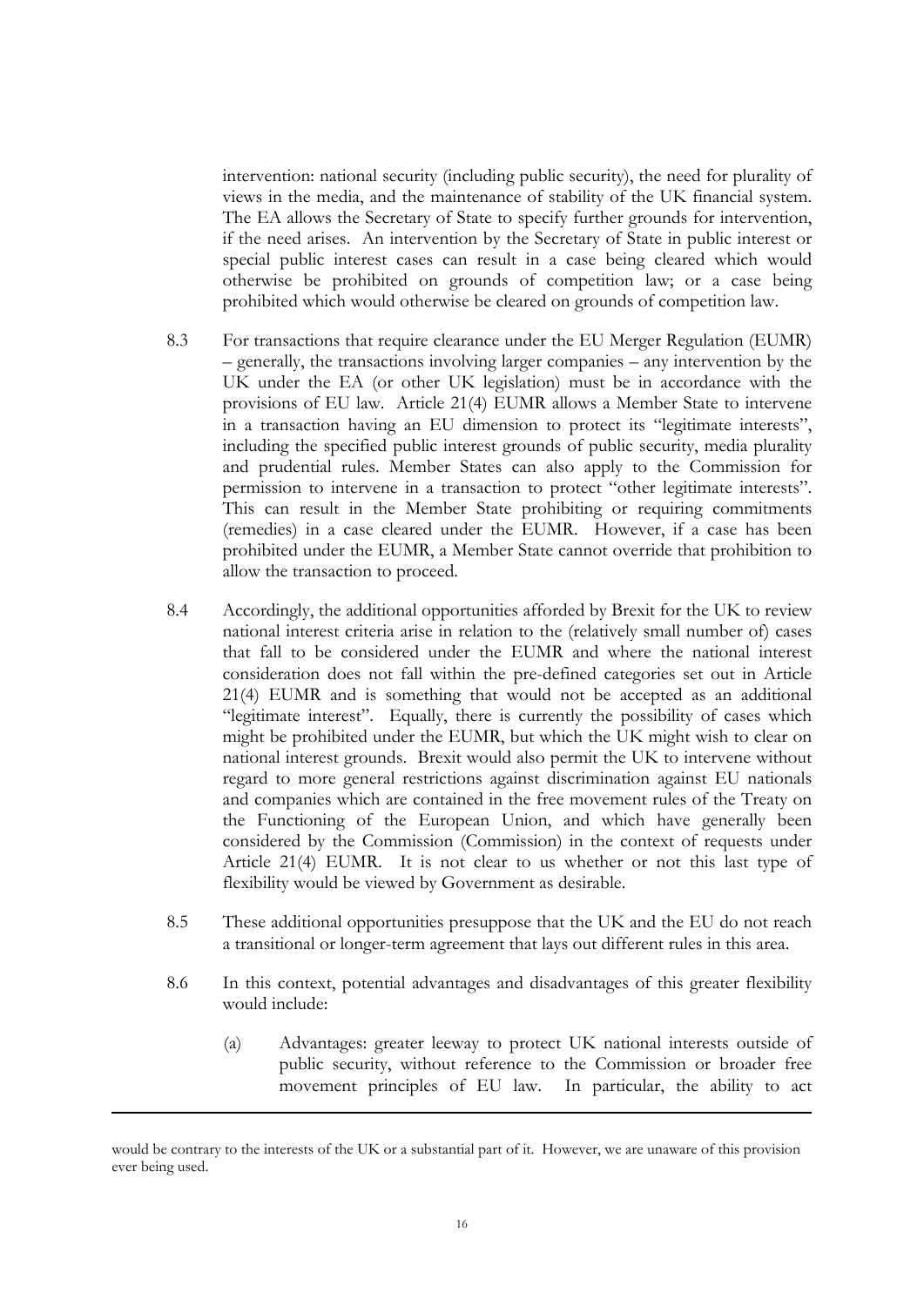intervention: national security (including public security), the need for plurality of views in the media, and the maintenance of stability of the UK financial system. The EA allows the Secretary of State to specify further grounds for intervention, if the need arises. An intervention by the Secretary of State in public interest or special public interest cases can result in a case being cleared which would otherwise be prohibited on grounds of competition law; or a case being prohibited which would otherwise be cleared on grounds of competition law.

8.3 For transactions that require clearance under the EU Merger Regulation (EUMR) – generally, the transactions involving larger companies – any intervention by the UK under the EA (or other UK legislation) must be in accordance with the provisions of EU law. Article 21(4) EUMR allows a Member State to intervene in a transaction having an EU dimension to protect its "legitimate interests", including the specified public interest grounds of public security, media plurality and prudential rules. Member States can also apply to the Commission for permission to intervene in a transaction to protect "other legitimate interests". This can result in the Member State prohibiting or requiring commitments (remedies) in a case cleared under the EUMR. However, if a case has been prohibited under the EUMR, a Member State cannot override that prohibition to allow the transaction to proceed.

8.4 Accordingly, the additional opportunities afforded by Brexit for the UK to review national interest criteria arise in relation to the (relatively small number of) cases that fall to be considered under the EUMR and where the national interest consideration does not fall within the pre-defined categories set out in Article 21(4) EUMR and is something that would not be accepted as an additional "legitimate interest". Equally, there is currently the possibility of cases which might be prohibited under the EUMR, but which the UK might wish to clear on national interest grounds. Brexit would also permit the UK to intervene without regard to more general restrictions against discrimination against EU nationals and companies which are contained in the free movement rules of the Treaty on the Functioning of the European Union, and which have generally been considered by the Commission (Commission) in the context of requests under Article 21(4) EUMR. It is not clear to us whether or not this last type of flexibility would be viewed by Government as desirable.

8.5 These additional opportunities presuppose that the UK and the EU do not reach a transitional or longer-term agreement that lays out different rules in this area.

8.6 In this context, potential advantages and disadvantages of this greater flexibility would include:

(a) Advantages: greater leeway to protect UK national interests outside of public security, without reference to the Commission or broader free movement principles of EU law. In particular, the ability to act

---

would be contrary to the interests of the UK or a substantial part of it. However, we are unaware of this provision ever being used.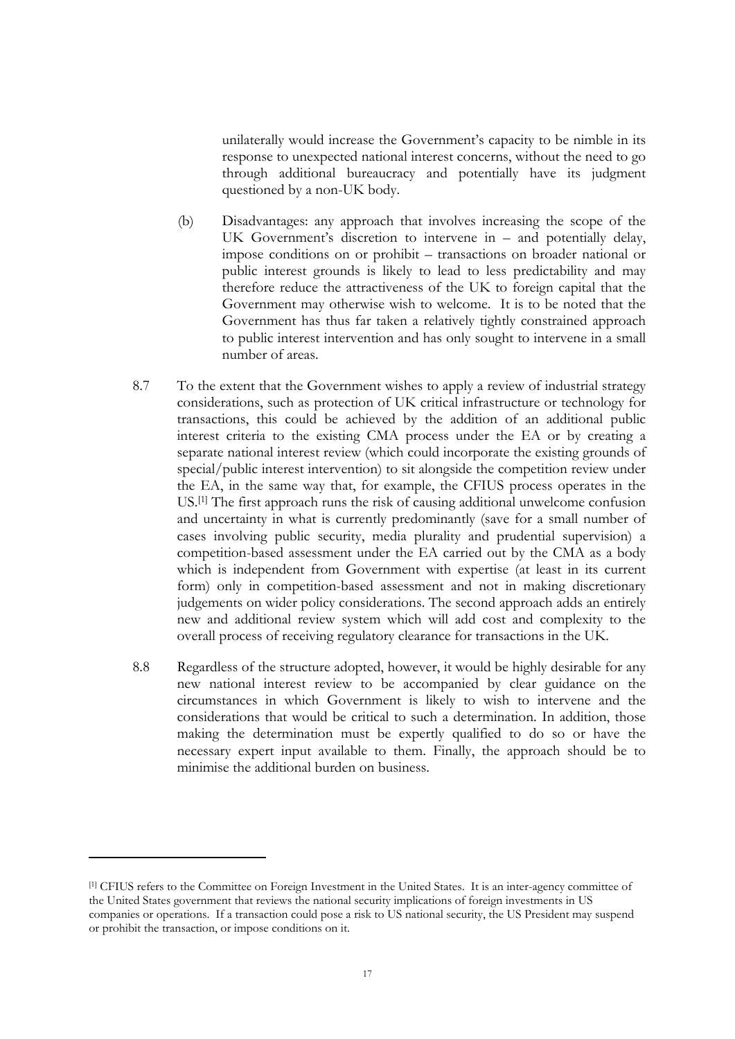unilaterally would increase the Government's capacity to be nimble in its response to unexpected national interest concerns, without the need to go through additional bureaucracy and potentially have its judgment questioned by a non-UK body.

(b) Disadvantages: any approach that involves increasing the scope of the UK Government's discretion to intervene in – and potentially delay, impose conditions on or prohibit – transactions on broader national or public interest grounds is likely to lead to less predictability and may therefore reduce the attractiveness of the UK to foreign capital that the Government may otherwise wish to welcome. It is to be noted that the Government has thus far taken a relatively tightly constrained approach to public interest intervention and has only sought to intervene in a small number of areas.

8.7 To the extent that the Government wishes to apply a review of industrial strategy considerations, such as protection of UK critical infrastructure or technology for transactions, this could be achieved by the addition of an additional public interest criteria to the existing CMA process under the EA or by creating a separate national interest review (which could incorporate the existing grounds of special/public interest intervention) to sit alongside the competition review under the EA, in the same way that, for example, the CFIUS process operates in the US.[1] The first approach runs the risk of causing additional unwelcome confusion and uncertainty in what is currently predominantly (save for a small number of cases involving public security, media plurality and prudential supervision) a competition-based assessment under the EA carried out by the CMA as a body which is independent from Government with expertise (at least in its current form) only in competition-based assessment and not in making discretionary judgements on wider policy considerations. The second approach adds an entirely new and additional review system which will add cost and complexity to the overall process of receiving regulatory clearance for transactions in the UK.

8.8 Regardless of the structure adopted, however, it would be highly desirable for any new national interest review to be accompanied by clear guidance on the circumstances in which Government is likely to wish to intervene and the considerations that would be critical to such a determination. In addition, those making the determination must be expertly qualified to do so or have the necessary expert input available to them. Finally, the approach should be to minimise the additional burden on business.

---

[1] CFIUS refers to the Committee on Foreign Investment in the United States. It is an inter-agency committee of the United States government that reviews the national security implications of foreign investments in US companies or operations. If a transaction could pose a risk to US national security, the US President may suspend or prohibit the transaction, or impose conditions on it.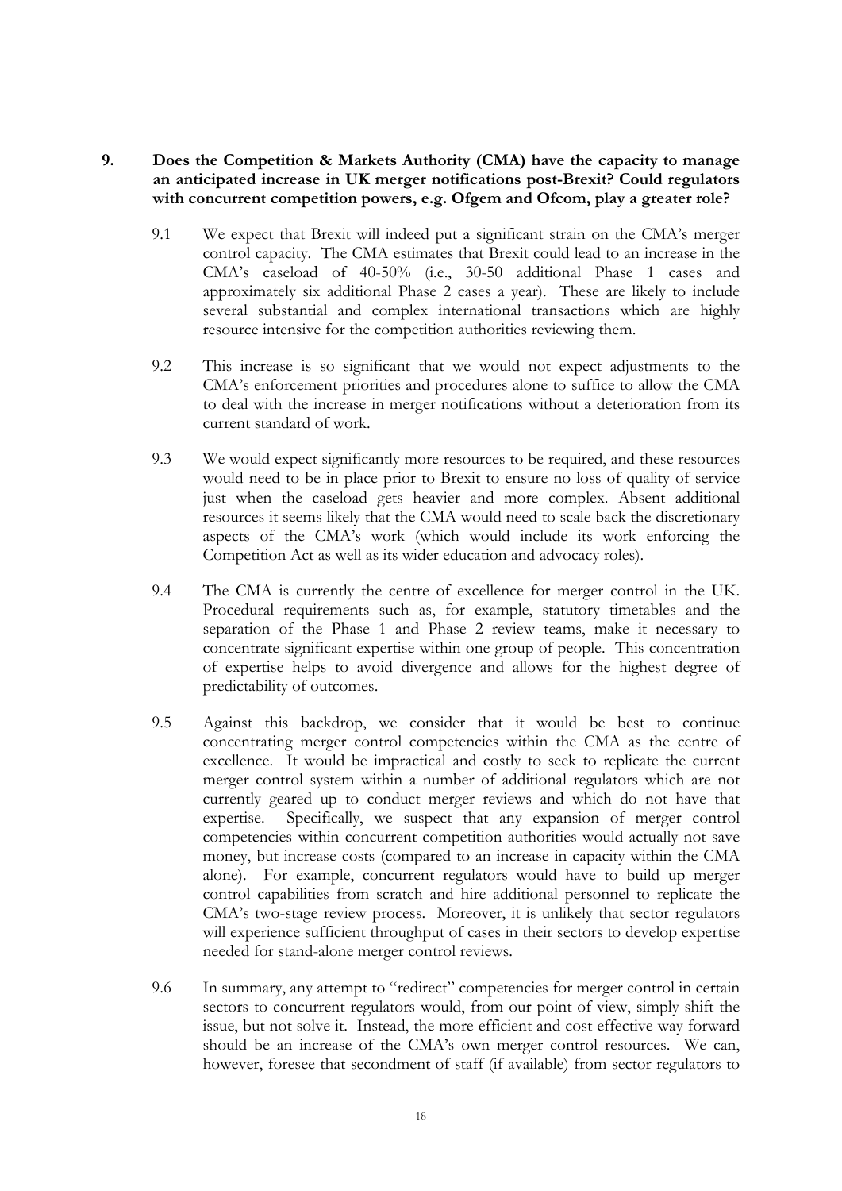**9. Does the Competition & Markets Authority (CMA) have the capacity to manage an anticipated increase in UK merger notifications post-Brexit? Could regulators with concurrent competition powers, e.g. Ofgem and Ofcom, play a greater role?**

9.1 We expect that Brexit will indeed put a significant strain on the CMA's merger control capacity. The CMA estimates that Brexit could lead to an increase in the CMA's caseload of 40-50% (i.e., 30-50 additional Phase 1 cases and approximately six additional Phase 2 cases a year). These are likely to include several substantial and complex international transactions which are highly resource intensive for the competition authorities reviewing them.

9.2 This increase is so significant that we would not expect adjustments to the CMA's enforcement priorities and procedures alone to suffice to allow the CMA to deal with the increase in merger notifications without a deterioration from its current standard of work.

9.3 We would expect significantly more resources to be required, and these resources would need to be in place prior to Brexit to ensure no loss of quality of service just when the caseload gets heavier and more complex. Absent additional resources it seems likely that the CMA would need to scale back the discretionary aspects of the CMA's work (which would include its work enforcing the Competition Act as well as its wider education and advocacy roles).

9.4 The CMA is currently the centre of excellence for merger control in the UK. Procedural requirements such as, for example, statutory timetables and the separation of the Phase 1 and Phase 2 review teams, make it necessary to concentrate significant expertise within one group of people. This concentration of expertise helps to avoid divergence and allows for the highest degree of predictability of outcomes.

9.5 Against this backdrop, we consider that it would be best to continue concentrating merger control competencies within the CMA as the centre of excellence. It would be impractical and costly to seek to replicate the current merger control system within a number of additional regulators which are not currently geared up to conduct merger reviews and which do not have that expertise. Specifically, we suspect that any expansion of merger control competencies within concurrent competition authorities would actually not save money, but increase costs (compared to an increase in capacity within the CMA alone). For example, concurrent regulators would have to build up merger control capabilities from scratch and hire additional personnel to replicate the CMA's two-stage review process. Moreover, it is unlikely that sector regulators will experience sufficient throughput of cases in their sectors to develop expertise needed for stand-alone merger control reviews.

9.6 In summary, any attempt to "redirect" competencies for merger control in certain sectors to concurrent regulators would, from our point of view, simply shift the issue, but not solve it. Instead, the more efficient and cost effective way forward should be an increase of the CMA's own merger control resources. We can, however, foresee that secondment of staff (if available) from sector regulators to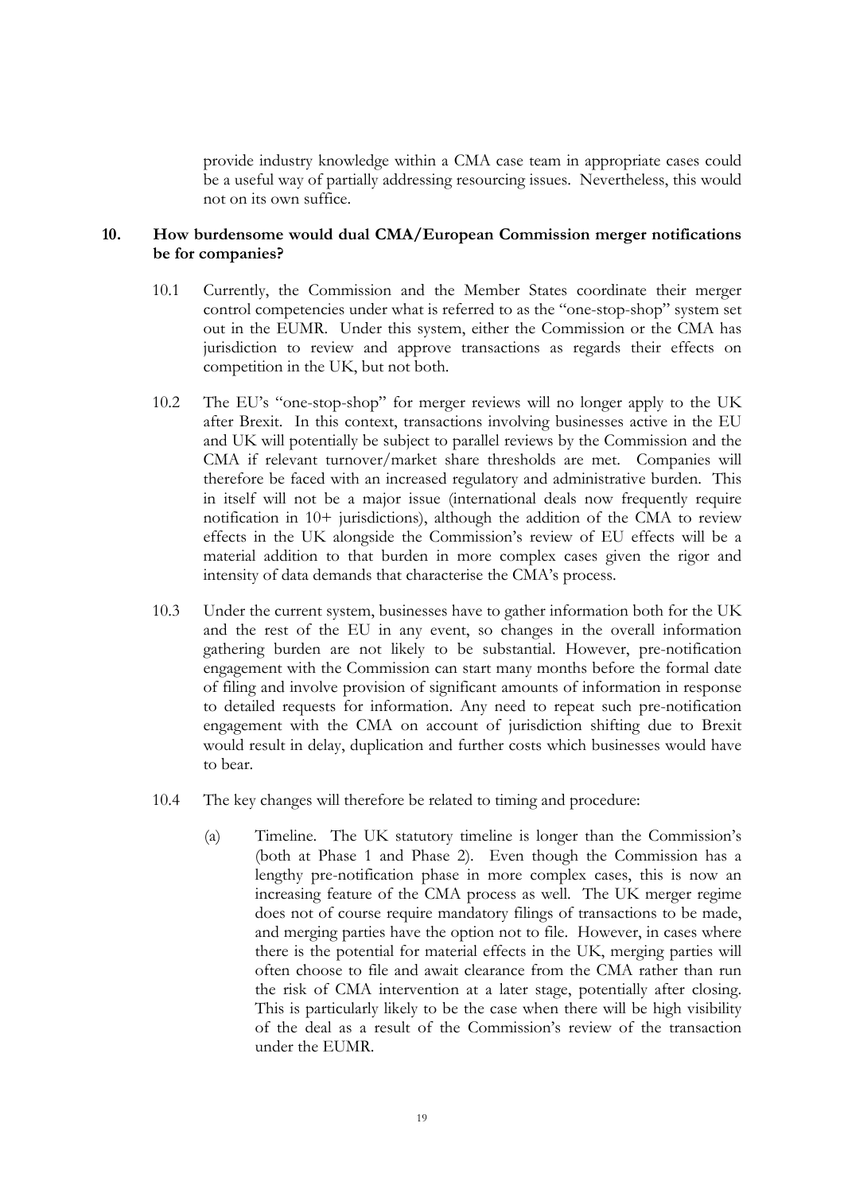provide industry knowledge within a CMA case team in appropriate cases could be a useful way of partially addressing resourcing issues. Nevertheless, this would not on its own suffice.

## 10. How burdensome would dual CMA/European Commission merger notifications be for companies?

10.1 Currently, the Commission and the Member States coordinate their merger control competencies under what is referred to as the "one-stop-shop" system set out in the EUMR. Under this system, either the Commission or the CMA has jurisdiction to review and approve transactions as regards their effects on competition in the UK, but not both.

10.2 The EU's "one-stop-shop" for merger reviews will no longer apply to the UK after Brexit. In this context, transactions involving businesses active in the EU and UK will potentially be subject to parallel reviews by the Commission and the CMA if relevant turnover/market share thresholds are met. Companies will therefore be faced with an increased regulatory and administrative burden. This in itself will not be a major issue (international deals now frequently require notification in 10+ jurisdictions), although the addition of the CMA to review effects in the UK alongside the Commission's review of EU effects will be a material addition to that burden in more complex cases given the rigor and intensity of data demands that characterise the CMA's process.

10.3 Under the current system, businesses have to gather information both for the UK and the rest of the EU in any event, so changes in the overall information gathering burden are not likely to be substantial. However, pre-notification engagement with the Commission can start many months before the formal date of filing and involve provision of significant amounts of information in response to detailed requests for information. Any need to repeat such pre-notification engagement with the CMA on account of jurisdiction shifting due to Brexit would result in delay, duplication and further costs which businesses would have to bear.

10.4 The key changes will therefore be related to timing and procedure:

(a) Timeline. The UK statutory timeline is longer than the Commission's (both at Phase 1 and Phase 2). Even though the Commission has a lengthy pre-notification phase in more complex cases, this is now an increasing feature of the CMA process as well. The UK merger regime does not of course require mandatory filings of transactions to be made, and merging parties have the option not to file. However, in cases where there is the potential for material effects in the UK, merging parties will often choose to file and await clearance from the CMA rather than run the risk of CMA intervention at a later stage, potentially after closing. This is particularly likely to be the case when there will be high visibility of the deal as a result of the Commission's review of the transaction under the EUMR.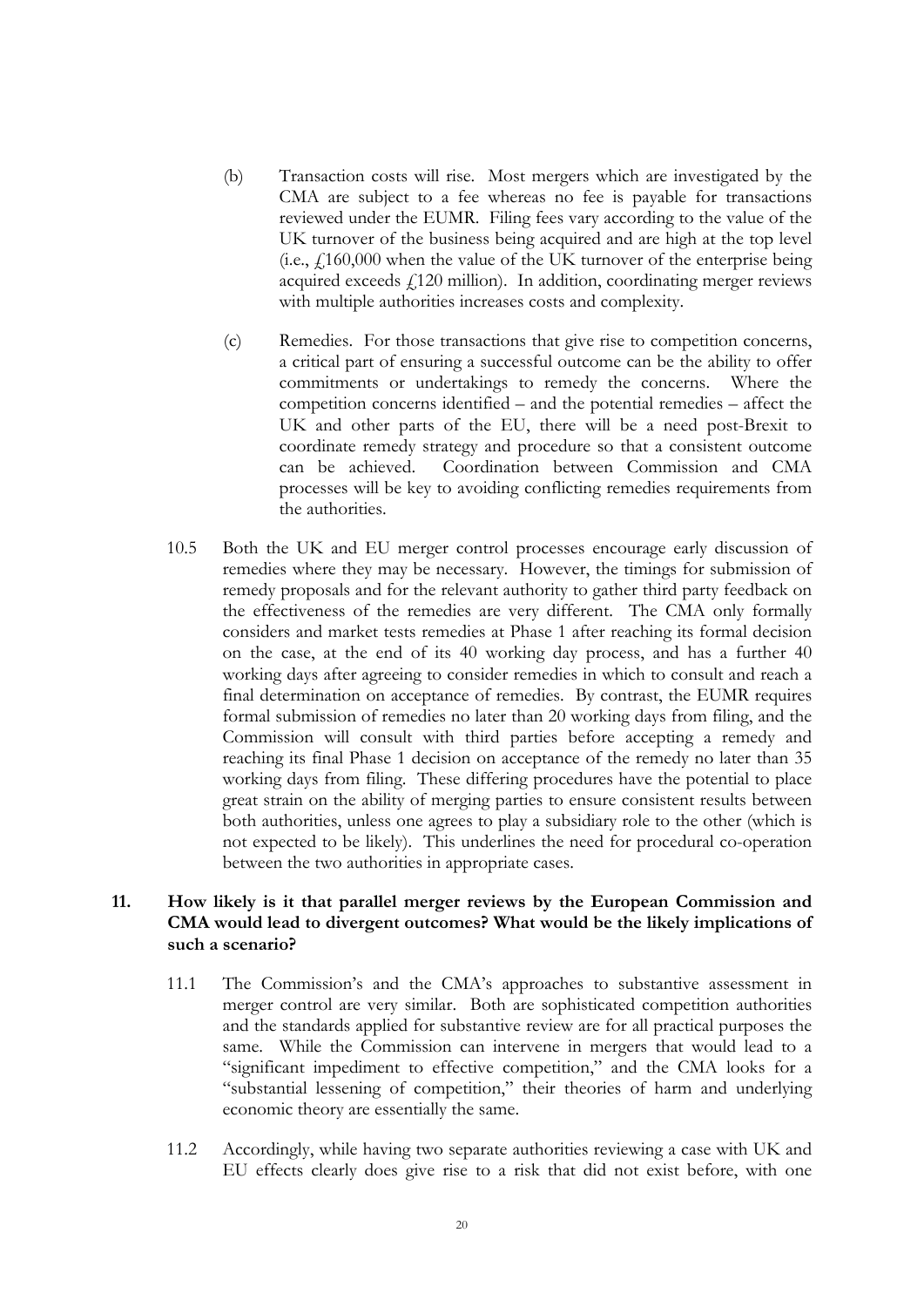(b) Transaction costs will rise. Most mergers which are investigated by the CMA are subject to a fee whereas no fee is payable for transactions reviewed under the EUMR. Filing fees vary according to the value of the UK turnover of the business being acquired and are high at the top level (i.e., £160,000 when the value of the UK turnover of the enterprise being acquired exceeds £120 million). In addition, coordinating merger reviews with multiple authorities increases costs and complexity.

(c) Remedies. For those transactions that give rise to competition concerns, a critical part of ensuring a successful outcome can be the ability to offer commitments or undertakings to remedy the concerns. Where the competition concerns identified – and the potential remedies – affect the UK and other parts of the EU, there will be a need post-Brexit to coordinate remedy strategy and procedure so that a consistent outcome can be achieved. Coordination between Commission and CMA processes will be key to avoiding conflicting remedies requirements from the authorities.

10.5 Both the UK and EU merger control processes encourage early discussion of remedies where they may be necessary. However, the timings for submission of remedy proposals and for the relevant authority to gather third party feedback on the effectiveness of the remedies are very different. The CMA only formally considers and market tests remedies at Phase 1 after reaching its formal decision on the case, at the end of its 40 working day process, and has a further 40 working days after agreeing to consider remedies in which to consult and reach a final determination on acceptance of remedies. By contrast, the EUMR requires formal submission of remedies no later than 20 working days from filing, and the Commission will consult with third parties before accepting a remedy and reaching its final Phase 1 decision on acceptance of the remedy no later than 35 working days from filing. These differing procedures have the potential to place great strain on the ability of merging parties to ensure consistent results between both authorities, unless one agrees to play a subsidiary role to the other (which is not expected to be likely). This underlines the need for procedural co-operation between the two authorities in appropriate cases.

## 11. How likely is it that parallel merger reviews by the European Commission and CMA would lead to divergent outcomes? What would be the likely implications of such a scenario?

11.1 The Commission's and the CMA's approaches to substantive assessment in merger control are very similar. Both are sophisticated competition authorities and the standards applied for substantive review are for all practical purposes the same. While the Commission can intervene in mergers that would lead to a "significant impediment to effective competition," and the CMA looks for a "substantial lessening of competition," their theories of harm and underlying economic theory are essentially the same.

11.2 Accordingly, while having two separate authorities reviewing a case with UK and EU effects clearly does give rise to a risk that did not exist before, with one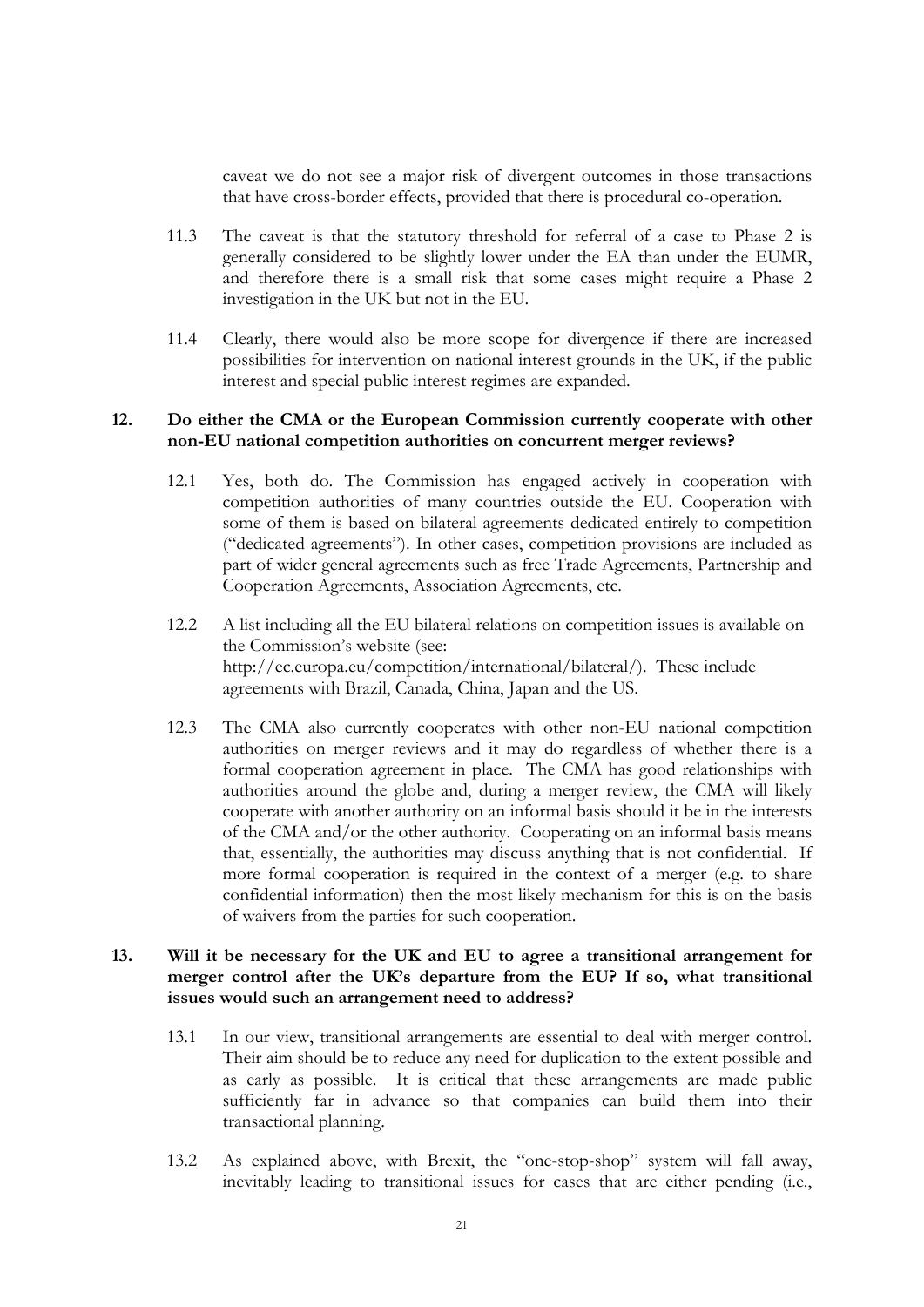caveat we do not see a major risk of divergent outcomes in those transactions that have cross-border effects, provided that there is procedural co-operation.

11.3 The caveat is that the statutory threshold for referral of a case to Phase 2 is generally considered to be slightly lower under the EA than under the EUMR, and therefore there is a small risk that some cases might require a Phase 2 investigation in the UK but not in the EU.

11.4 Clearly, there would also be more scope for divergence if there are increased possibilities for intervention on national interest grounds in the UK, if the public interest and special public interest regimes are expanded.

**12. Do either the CMA or the European Commission currently cooperate with other non-EU national competition authorities on concurrent merger reviews?**

12.1 Yes, both do. The Commission has engaged actively in cooperation with competition authorities of many countries outside the EU. Cooperation with some of them is based on bilateral agreements dedicated entirely to competition ("dedicated agreements"). In other cases, competition provisions are included as part of wider general agreements such as free Trade Agreements, Partnership and Cooperation Agreements, Association Agreements, etc.

12.2 A list including all the EU bilateral relations on competition issues is available on the Commission's website (see: http://ec.europa.eu/competition/international/bilateral/). These include agreements with Brazil, Canada, China, Japan and the US.

12.3 The CMA also currently cooperates with other non-EU national competition authorities on merger reviews and it may do regardless of whether there is a formal cooperation agreement in place. The CMA has good relationships with authorities around the globe and, during a merger review, the CMA will likely cooperate with another authority on an informal basis should it be in the interests of the CMA and/or the other authority. Cooperating on an informal basis means that, essentially, the authorities may discuss anything that is not confidential. If more formal cooperation is required in the context of a merger (e.g. to share confidential information) then the most likely mechanism for this is on the basis of waivers from the parties for such cooperation.

**13. Will it be necessary for the UK and EU to agree a transitional arrangement for merger control after the UK's departure from the EU? If so, what transitional issues would such an arrangement need to address?**

13.1 In our view, transitional arrangements are essential to deal with merger control. Their aim should be to reduce any need for duplication to the extent possible and as early as possible. It is critical that these arrangements are made public sufficiently far in advance so that companies can build them into their transactional planning.

13.2 As explained above, with Brexit, the "one-stop-shop" system will fall away, inevitably leading to transitional issues for cases that are either pending (i.e.,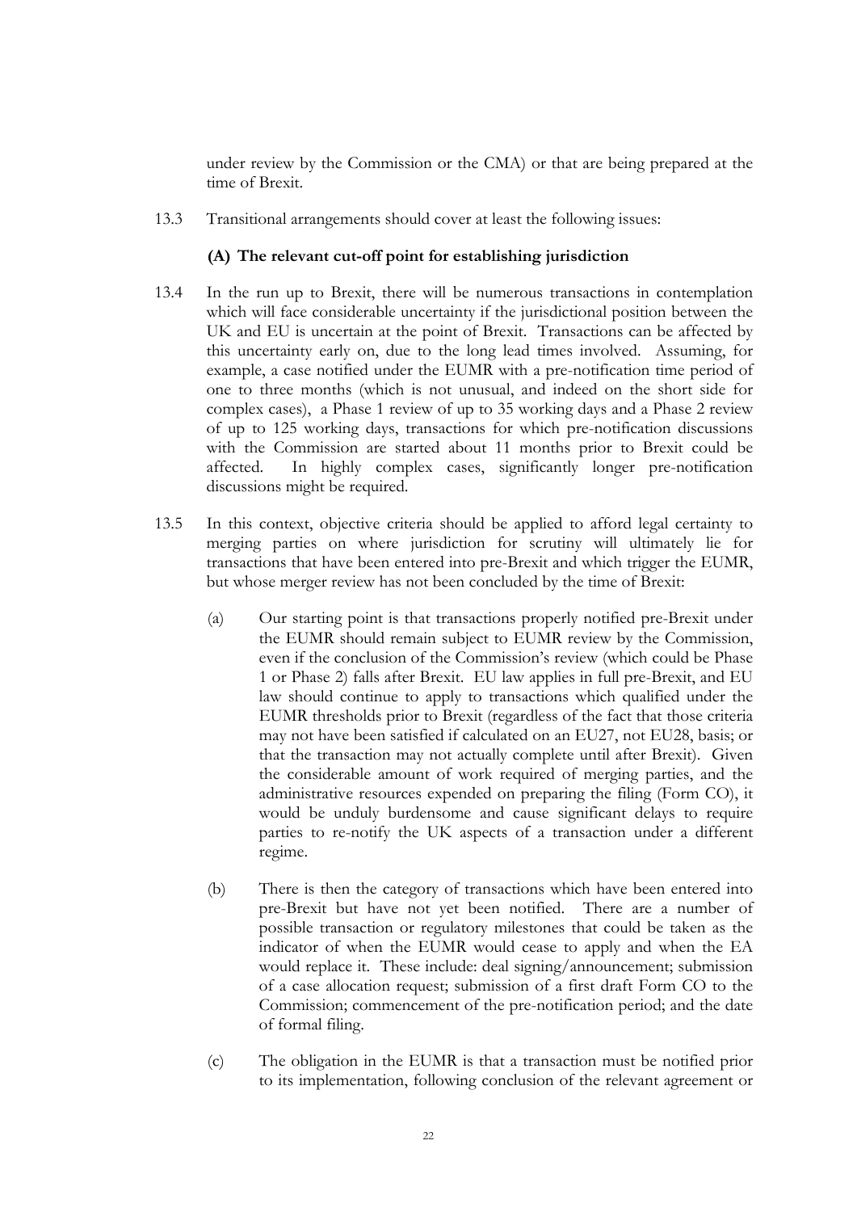under review by the Commission or the CMA) or that are being prepared at the time of Brexit.

13.3 Transitional arrangements should cover at least the following issues:

**(A) The relevant cut-off point for establishing jurisdiction**

13.4 In the run up to Brexit, there will be numerous transactions in contemplation which will face considerable uncertainty if the jurisdictional position between the UK and EU is uncertain at the point of Brexit. Transactions can be affected by this uncertainty early on, due to the long lead times involved. Assuming, for example, a case notified under the EUMR with a pre-notification time period of one to three months (which is not unusual, and indeed on the short side for complex cases), a Phase 1 review of up to 35 working days and a Phase 2 review of up to 125 working days, transactions for which pre-notification discussions with the Commission are started about 11 months prior to Brexit could be affected. In highly complex cases, significantly longer pre-notification discussions might be required.

13.5 In this context, objective criteria should be applied to afford legal certainty to merging parties on where jurisdiction for scrutiny will ultimately lie for transactions that have been entered into pre-Brexit and which trigger the EUMR, but whose merger review has not been concluded by the time of Brexit:

(a) Our starting point is that transactions properly notified pre-Brexit under the EUMR should remain subject to EUMR review by the Commission, even if the conclusion of the Commission's review (which could be Phase 1 or Phase 2) falls after Brexit. EU law applies in full pre-Brexit, and EU law should continue to apply to transactions which qualified under the EUMR thresholds prior to Brexit (regardless of the fact that those criteria may not have been satisfied if calculated on an EU27, not EU28, basis; or that the transaction may not actually complete until after Brexit). Given the considerable amount of work required of merging parties, and the administrative resources expended on preparing the filing (Form CO), it would be unduly burdensome and cause significant delays to require parties to re-notify the UK aspects of a transaction under a different regime.

(b) There is then the category of transactions which have been entered into pre-Brexit but have not yet been notified. There are a number of possible transaction or regulatory milestones that could be taken as the indicator of when the EUMR would cease to apply and when the EA would replace it. These include: deal signing/announcement; submission of a case allocation request; submission of a first draft Form CO to the Commission; commencement of the pre-notification period; and the date of formal filing.

(c) The obligation in the EUMR is that a transaction must be notified prior to its implementation, following conclusion of the relevant agreement or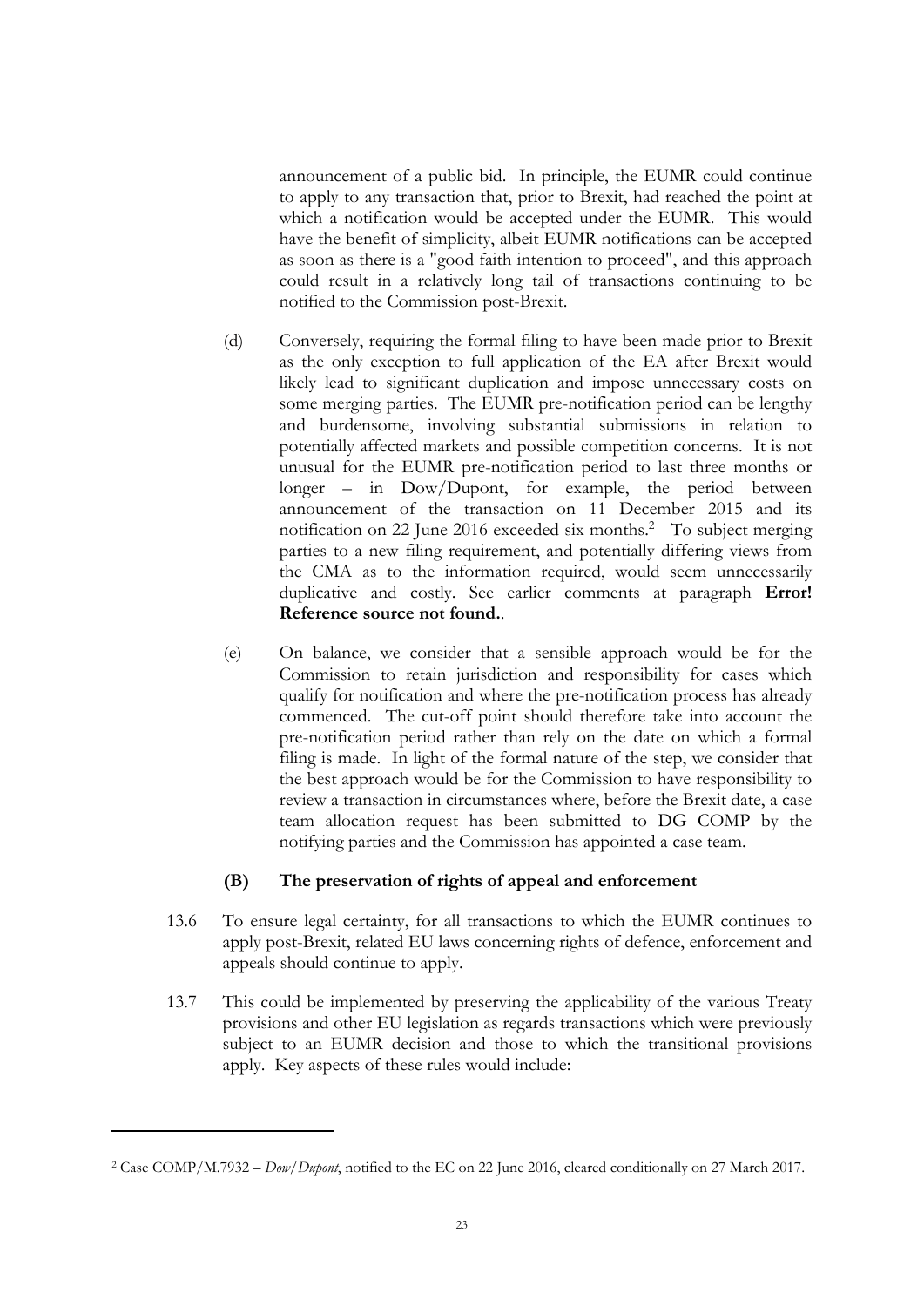announcement of a public bid. In principle, the EUMR could continue to apply to any transaction that, prior to Brexit, had reached the point at which a notification would be accepted under the EUMR. This would have the benefit of simplicity, albeit EUMR notifications can be accepted as soon as there is a "good faith intention to proceed", and this approach could result in a relatively long tail of transactions continuing to be notified to the Commission post-Brexit.

(d) Conversely, requiring the formal filing to have been made prior to Brexit as the only exception to full application of the EA after Brexit would likely lead to significant duplication and impose unnecessary costs on some merging parties. The EUMR pre-notification period can be lengthy and burdensome, involving substantial submissions in relation to potentially affected markets and possible competition concerns. It is not unusual for the EUMR pre-notification period to last three months or longer – in Dow/Dupont, for example, the period between announcement of the transaction on 11 December 2015 and its notification on 22 June 2016 exceeded six months.[2] To subject merging parties to a new filing requirement, and potentially differing views from the CMA as to the information required, would seem unnecessarily duplicative and costly. See earlier comments at paragraph **Error! Reference source not found.**.

(e) On balance, we consider that a sensible approach would be for the Commission to retain jurisdiction and responsibility for cases which qualify for notification and where the pre-notification process has already commenced. The cut-off point should therefore take into account the pre-notification period rather than rely on the date on which a formal filing is made. In light of the formal nature of the step, we consider that the best approach would be for the Commission to have responsibility to review a transaction in circumstances where, before the Brexit date, a case team allocation request has been submitted to DG COMP by the notifying parties and the Commission has appointed a case team.

### (B) The preservation of rights of appeal and enforcement

13.6 To ensure legal certainty, for all transactions to which the EUMR continues to apply post-Brexit, related EU laws concerning rights of defence, enforcement and appeals should continue to apply.

13.7 This could be implemented by preserving the applicability of the various Treaty provisions and other EU legislation as regards transactions which were previously subject to an EUMR decision and those to which the transitional provisions apply. Key aspects of these rules would include:

---

[2] Case COMP/M.7932 – *Dow/Dupont*, notified to the EC on 22 June 2016, cleared conditionally on 27 March 2017.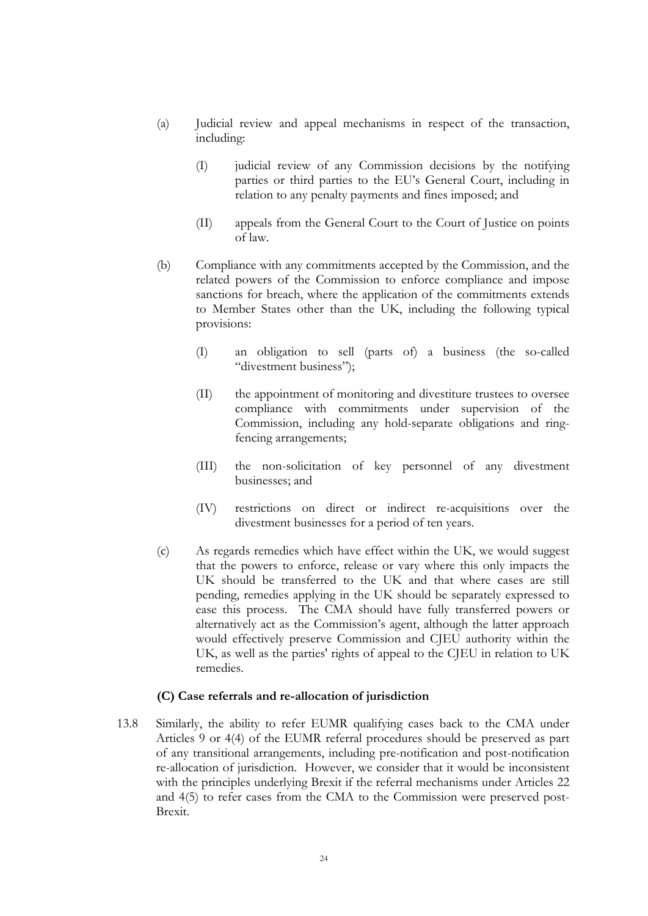(a) Judicial review and appeal mechanisms in respect of the transaction, including:

  (I) judicial review of any Commission decisions by the notifying parties or third parties to the EU's General Court, including in relation to any penalty payments and fines imposed; and

  (II) appeals from the General Court to the Court of Justice on points of law.

(b) Compliance with any commitments accepted by the Commission, and the related powers of the Commission to enforce compliance and impose sanctions for breach, where the application of the commitments extends to Member States other than the UK, including the following typical provisions:

  (I) an obligation to sell (parts of) a business (the so-called "divestment business");

  (II) the appointment of monitoring and divestiture trustees to oversee compliance with commitments under supervision of the Commission, including any hold-separate obligations and ring-fencing arrangements;

  (III) the non-solicitation of key personnel of any divestment businesses; and

  (IV) restrictions on direct or indirect re-acquisitions over the divestment businesses for a period of ten years.

(c) As regards remedies which have effect within the UK, we would suggest that the powers to enforce, release or vary where this only impacts the UK should be transferred to the UK and that where cases are still pending, remedies applying in the UK should be separately expressed to ease this process. The CMA should have fully transferred powers or alternatively act as the Commission's agent, although the latter approach would effectively preserve Commission and CJEU authority within the UK, as well as the parties' rights of appeal to the CJEU in relation to UK remedies.

**(C) Case referrals and re-allocation of jurisdiction**

13.8 Similarly, the ability to refer EUMR qualifying cases back to the CMA under Articles 9 or 4(4) of the EUMR referral procedures should be preserved as part of any transitional arrangements, including pre-notification and post-notification re-allocation of jurisdiction. However, we consider that it would be inconsistent with the principles underlying Brexit if the referral mechanisms under Articles 22 and 4(5) to refer cases from the CMA to the Commission were preserved post-Brexit.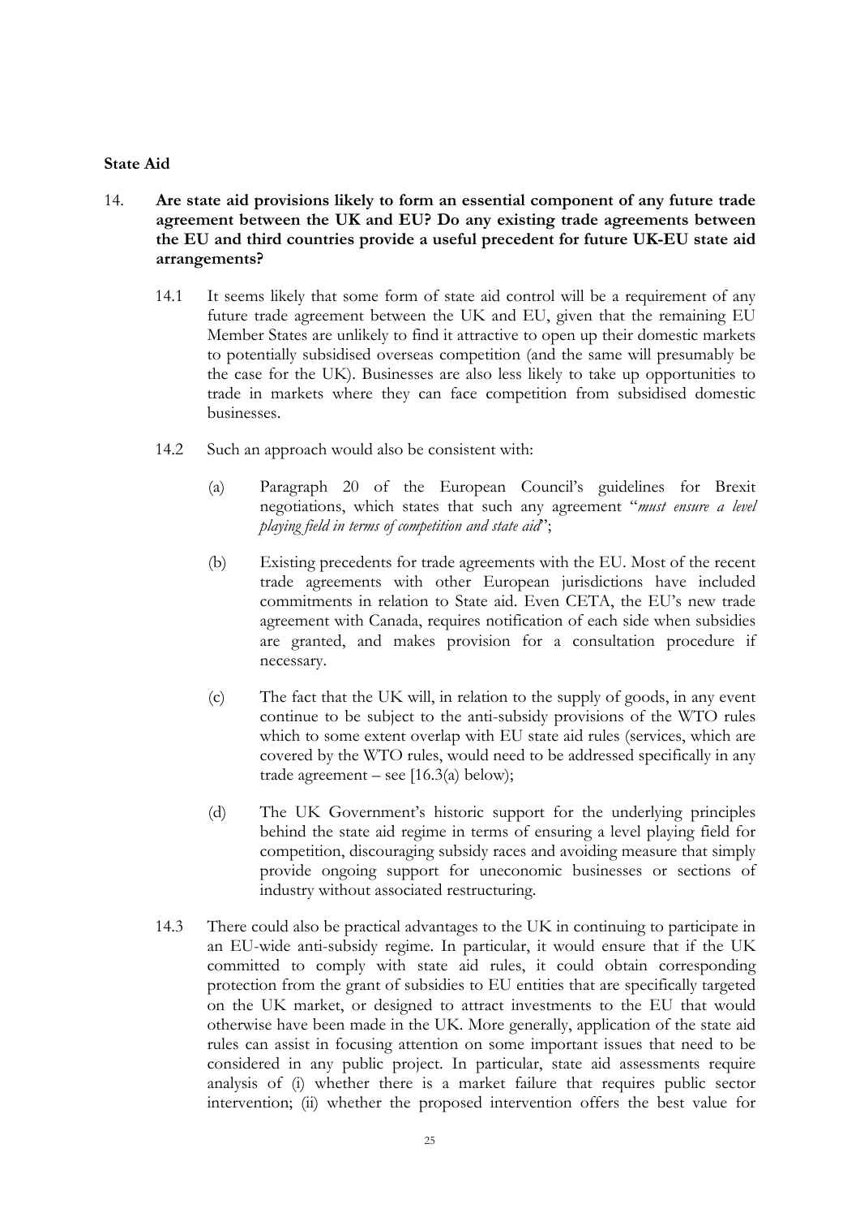**State Aid**

14. **Are state aid provisions likely to form an essential component of any future trade agreement between the UK and EU? Do any existing trade agreements between the EU and third countries provide a useful precedent for future UK-EU state aid arrangements?**

14.1 It seems likely that some form of state aid control will be a requirement of any future trade agreement between the UK and EU, given that the remaining EU Member States are unlikely to find it attractive to open up their domestic markets to potentially subsidised overseas competition (and the same will presumably be the case for the UK). Businesses are also less likely to take up opportunities to trade in markets where they can face competition from subsidised domestic businesses.

14.2 Such an approach would also be consistent with:

(a) Paragraph 20 of the European Council's guidelines for Brexit negotiations, which states that such any agreement "*must ensure a level playing field in terms of competition and state aid*";

(b) Existing precedents for trade agreements with the EU. Most of the recent trade agreements with other European jurisdictions have included commitments in relation to State aid. Even CETA, the EU's new trade agreement with Canada, requires notification of each side when subsidies are granted, and makes provision for a consultation procedure if necessary.

(c) The fact that the UK will, in relation to the supply of goods, in any event continue to be subject to the anti-subsidy provisions of the WTO rules which to some extent overlap with EU state aid rules (services, which are covered by the WTO rules, would need to be addressed specifically in any trade agreement – see [16.3(a) below);

(d) The UK Government's historic support for the underlying principles behind the state aid regime in terms of ensuring a level playing field for competition, discouraging subsidy races and avoiding measure that simply provide ongoing support for uneconomic businesses or sections of industry without associated restructuring.

14.3 There could also be practical advantages to the UK in continuing to participate in an EU-wide anti-subsidy regime. In particular, it would ensure that if the UK committed to comply with state aid rules, it could obtain corresponding protection from the grant of subsidies to EU entities that are specifically targeted on the UK market, or designed to attract investments to the EU that would otherwise have been made in the UK. More generally, application of the state aid rules can assist in focusing attention on some important issues that need to be considered in any public project. In particular, state aid assessments require analysis of (i) whether there is a market failure that requires public sector intervention; (ii) whether the proposed intervention offers the best value for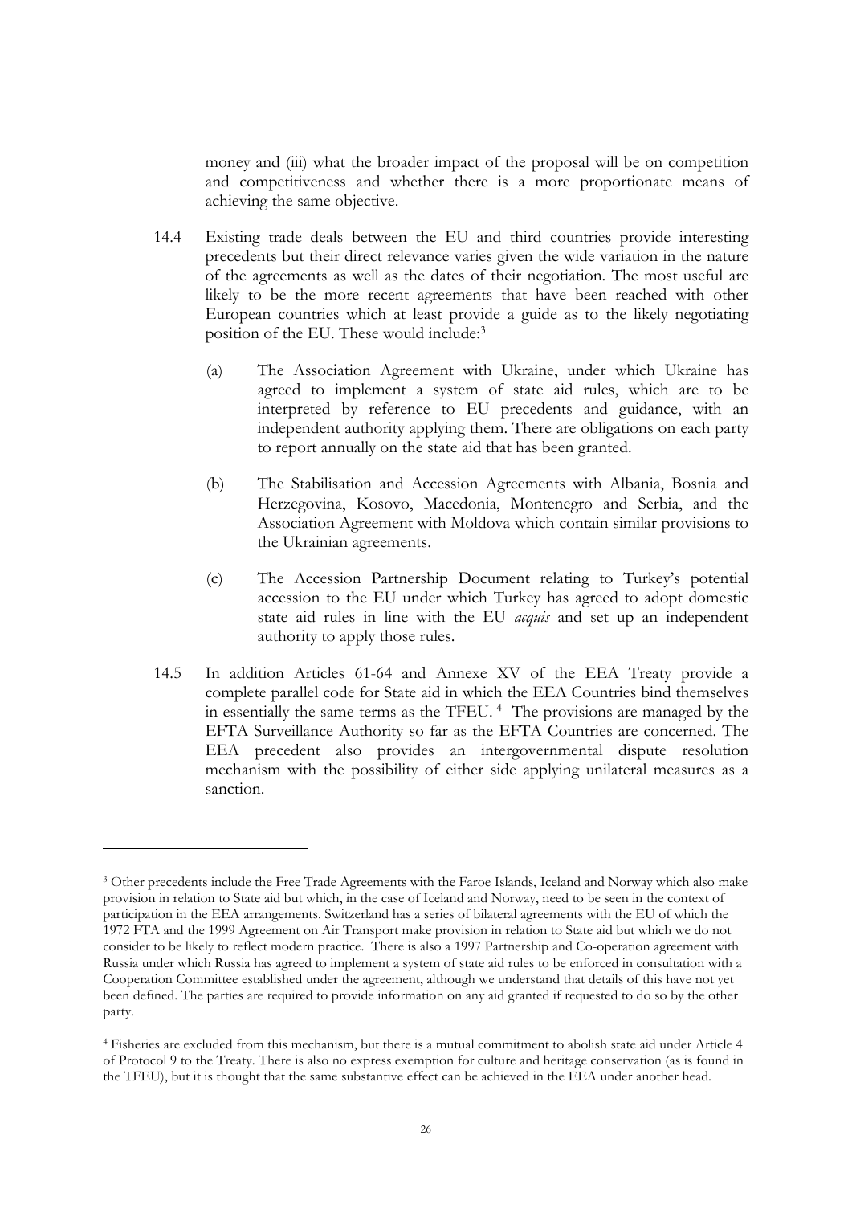money and (iii) what the broader impact of the proposal will be on competition and competitiveness and whether there is a more proportionate means of achieving the same objective.

14.4 Existing trade deals between the EU and third countries provide interesting precedents but their direct relevance varies given the wide variation in the nature of the agreements as well as the dates of their negotiation. The most useful are likely to be the more recent agreements that have been reached with other European countries which at least provide a guide as to the likely negotiating position of the EU. These would include:[3]

(a) The Association Agreement with Ukraine, under which Ukraine has agreed to implement a system of state aid rules, which are to be interpreted by reference to EU precedents and guidance, with an independent authority applying them. There are obligations on each party to report annually on the state aid that has been granted.

(b) The Stabilisation and Accession Agreements with Albania, Bosnia and Herzegovina, Kosovo, Macedonia, Montenegro and Serbia, and the Association Agreement with Moldova which contain similar provisions to the Ukrainian agreements.

(c) The Accession Partnership Document relating to Turkey's potential accession to the EU under which Turkey has agreed to adopt domestic state aid rules in line with the EU *acquis* and set up an independent authority to apply those rules.

14.5 In addition Articles 61-64 and Annexe XV of the EEA Treaty provide a complete parallel code for State aid in which the EEA Countries bind themselves in essentially the same terms as the TFEU.[4] The provisions are managed by the EFTA Surveillance Authority so far as the EFTA Countries are concerned. The EEA precedent also provides an intergovernmental dispute resolution mechanism with the possibility of either side applying unilateral measures as a sanction.

---

[3] Other precedents include the Free Trade Agreements with the Faroe Islands, Iceland and Norway which also make provision in relation to State aid but which, in the case of Iceland and Norway, need to be seen in the context of participation in the EEA arrangements. Switzerland has a series of bilateral agreements with the EU of which the 1972 FTA and the 1999 Agreement on Air Transport make provision in relation to State aid but which we do not consider to be likely to reflect modern practice. There is also a 1997 Partnership and Co-operation agreement with Russia under which Russia has agreed to implement a system of state aid rules to be enforced in consultation with a Cooperation Committee established under the agreement, although we understand that details of this have not yet been defined. The parties are required to provide information on any aid granted if requested to do so by the other party.

[4] Fisheries are excluded from this mechanism, but there is a mutual commitment to abolish state aid under Article 4 of Protocol 9 to the Treaty. There is also no express exemption for culture and heritage conservation (as is found in the TFEU), but it is thought that the same substantive effect can be achieved in the EEA under another head.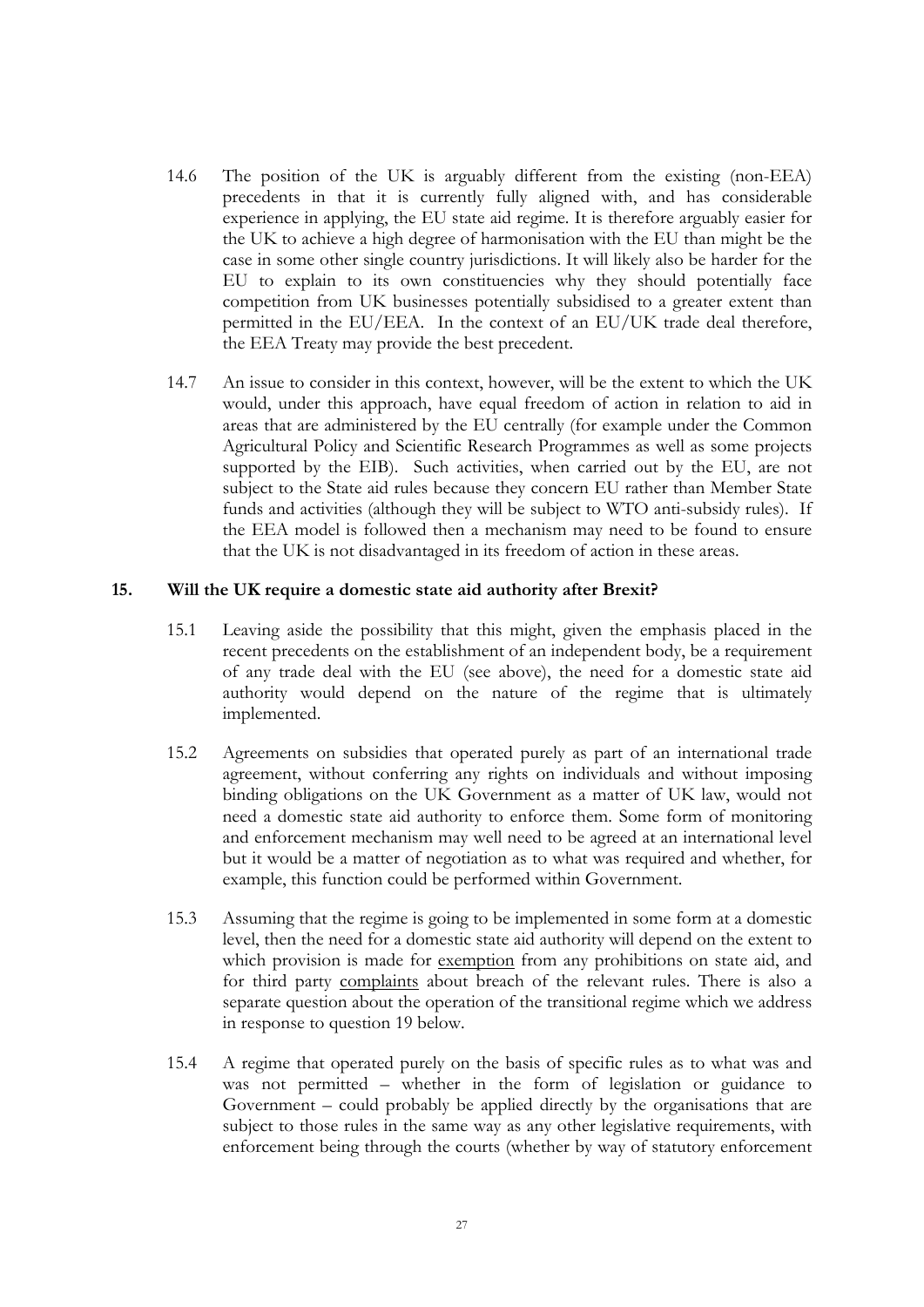14.6 The position of the UK is arguably different from the existing (non-EEA) precedents in that it is currently fully aligned with, and has considerable experience in applying, the EU state aid regime. It is therefore arguably easier for the UK to achieve a high degree of harmonisation with the EU than might be the case in some other single country jurisdictions. It will likely also be harder for the EU to explain to its own constituencies why they should potentially face competition from UK businesses potentially subsidised to a greater extent than permitted in the EU/EEA. In the context of an EU/UK trade deal therefore, the EEA Treaty may provide the best precedent.

14.7 An issue to consider in this context, however, will be the extent to which the UK would, under this approach, have equal freedom of action in relation to aid in areas that are administered by the EU centrally (for example under the Common Agricultural Policy and Scientific Research Programmes as well as some projects supported by the EIB). Such activities, when carried out by the EU, are not subject to the State aid rules because they concern EU rather than Member State funds and activities (although they will be subject to WTO anti-subsidy rules). If the EEA model is followed then a mechanism may need to be found to ensure that the UK is not disadvantaged in its freedom of action in these areas.

## 15. Will the UK require a domestic state aid authority after Brexit?

15.1 Leaving aside the possibility that this might, given the emphasis placed in the recent precedents on the establishment of an independent body, be a requirement of any trade deal with the EU (see above), the need for a domestic state aid authority would depend on the nature of the regime that is ultimately implemented.

15.2 Agreements on subsidies that operated purely as part of an international trade agreement, without conferring any rights on individuals and without imposing binding obligations on the UK Government as a matter of UK law, would not need a domestic state aid authority to enforce them. Some form of monitoring and enforcement mechanism may well need to be agreed at an international level but it would be a matter of negotiation as to what was required and whether, for example, this function could be performed within Government.

15.3 Assuming that the regime is going to be implemented in some form at a domestic level, then the need for a domestic state aid authority will depend on the extent to which provision is made for <u>exemption</u> from any prohibitions on state aid, and for third party <u>complaints</u> about breach of the relevant rules. There is also a separate question about the operation of the transitional regime which we address in response to question 19 below.

15.4 A regime that operated purely on the basis of specific rules as to what was and was not permitted – whether in the form of legislation or guidance to Government – could probably be applied directly by the organisations that are subject to those rules in the same way as any other legislative requirements, with enforcement being through the courts (whether by way of statutory enforcement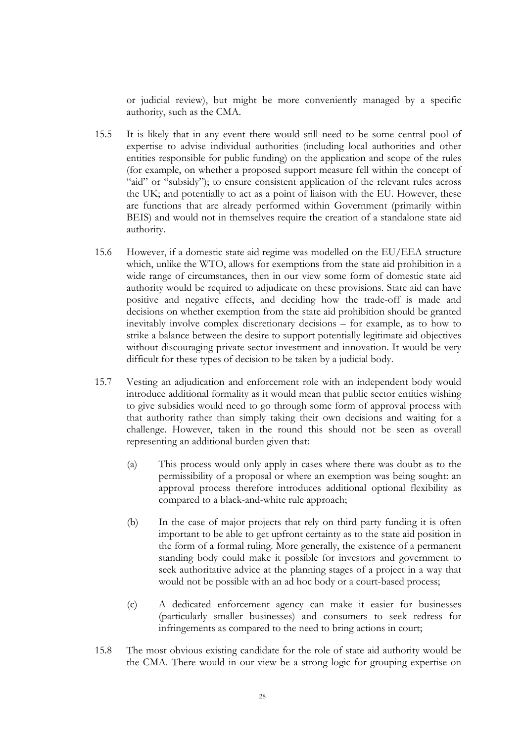or judicial review), but might be more conveniently managed by a specific authority, such as the CMA.

15.5 It is likely that in any event there would still need to be some central pool of expertise to advise individual authorities (including local authorities and other entities responsible for public funding) on the application and scope of the rules (for example, on whether a proposed support measure fell within the concept of "aid" or "subsidy"); to ensure consistent application of the relevant rules across the UK; and potentially to act as a point of liaison with the EU. However, these are functions that are already performed within Government (primarily within BEIS) and would not in themselves require the creation of a standalone state aid authority.

15.6 However, if a domestic state aid regime was modelled on the EU/EEA structure which, unlike the WTO, allows for exemptions from the state aid prohibition in a wide range of circumstances, then in our view some form of domestic state aid authority would be required to adjudicate on these provisions. State aid can have positive and negative effects, and deciding how the trade-off is made and decisions on whether exemption from the state aid prohibition should be granted inevitably involve complex discretionary decisions – for example, as to how to strike a balance between the desire to support potentially legitimate aid objectives without discouraging private sector investment and innovation. It would be very difficult for these types of decision to be taken by a judicial body.

15.7 Vesting an adjudication and enforcement role with an independent body would introduce additional formality as it would mean that public sector entities wishing to give subsidies would need to go through some form of approval process with that authority rather than simply taking their own decisions and waiting for a challenge. However, taken in the round this should not be seen as overall representing an additional burden given that:

(a) This process would only apply in cases where there was doubt as to the permissibility of a proposal or where an exemption was being sought: an approval process therefore introduces additional optional flexibility as compared to a black-and-white rule approach;

(b) In the case of major projects that rely on third party funding it is often important to be able to get upfront certainty as to the state aid position in the form of a formal ruling. More generally, the existence of a permanent standing body could make it possible for investors and government to seek authoritative advice at the planning stages of a project in a way that would not be possible with an ad hoc body or a court-based process;

(c) A dedicated enforcement agency can make it easier for businesses (particularly smaller businesses) and consumers to seek redress for infringements as compared to the need to bring actions in court;

15.8 The most obvious existing candidate for the role of state aid authority would be the CMA. There would in our view be a strong logic for grouping expertise on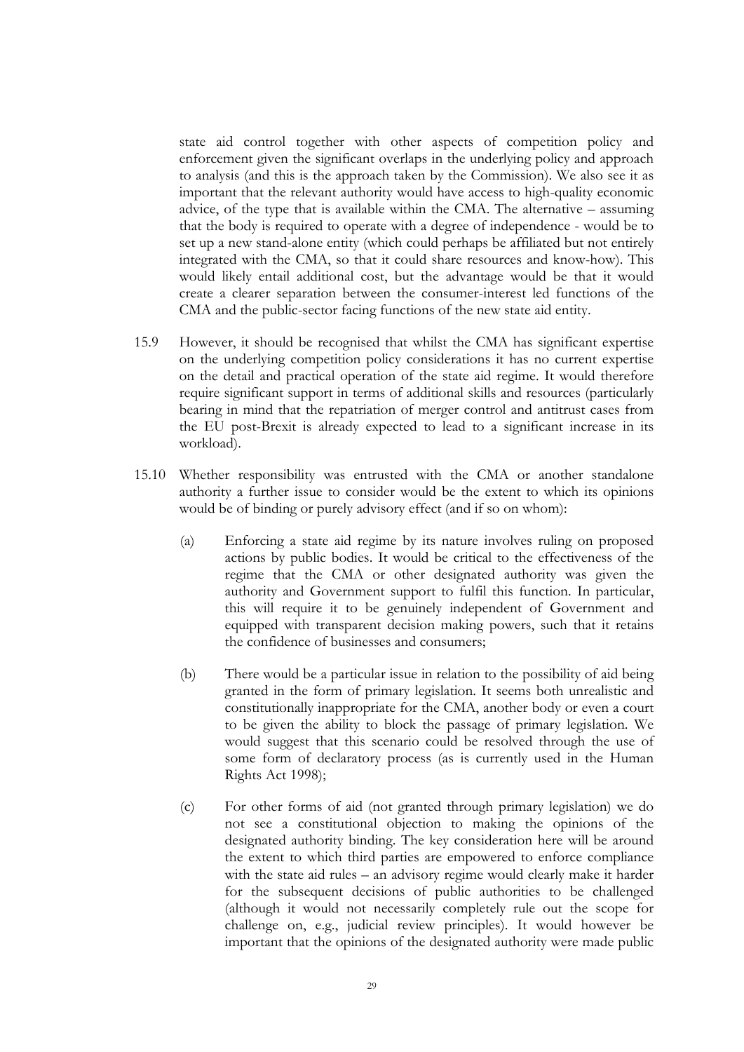state aid control together with other aspects of competition policy and enforcement given the significant overlaps in the underlying policy and approach to analysis (and this is the approach taken by the Commission). We also see it as important that the relevant authority would have access to high-quality economic advice, of the type that is available within the CMA. The alternative – assuming that the body is required to operate with a degree of independence - would be to set up a new stand-alone entity (which could perhaps be affiliated but not entirely integrated with the CMA, so that it could share resources and know-how). This would likely entail additional cost, but the advantage would be that it would create a clearer separation between the consumer-interest led functions of the CMA and the public-sector facing functions of the new state aid entity.

15.9 However, it should be recognised that whilst the CMA has significant expertise on the underlying competition policy considerations it has no current expertise on the detail and practical operation of the state aid regime. It would therefore require significant support in terms of additional skills and resources (particularly bearing in mind that the repatriation of merger control and antitrust cases from the EU post-Brexit is already expected to lead to a significant increase in its workload).

15.10 Whether responsibility was entrusted with the CMA or another standalone authority a further issue to consider would be the extent to which its opinions would be of binding or purely advisory effect (and if so on whom):

(a) Enforcing a state aid regime by its nature involves ruling on proposed actions by public bodies. It would be critical to the effectiveness of the regime that the CMA or other designated authority was given the authority and Government support to fulfil this function. In particular, this will require it to be genuinely independent of Government and equipped with transparent decision making powers, such that it retains the confidence of businesses and consumers;

(b) There would be a particular issue in relation to the possibility of aid being granted in the form of primary legislation. It seems both unrealistic and constitutionally inappropriate for the CMA, another body or even a court to be given the ability to block the passage of primary legislation. We would suggest that this scenario could be resolved through the use of some form of declaratory process (as is currently used in the Human Rights Act 1998);

(c) For other forms of aid (not granted through primary legislation) we do not see a constitutional objection to making the opinions of the designated authority binding. The key consideration here will be around the extent to which third parties are empowered to enforce compliance with the state aid rules – an advisory regime would clearly make it harder for the subsequent decisions of public authorities to be challenged (although it would not necessarily completely rule out the scope for challenge on, e.g., judicial review principles). It would however be important that the opinions of the designated authority were made public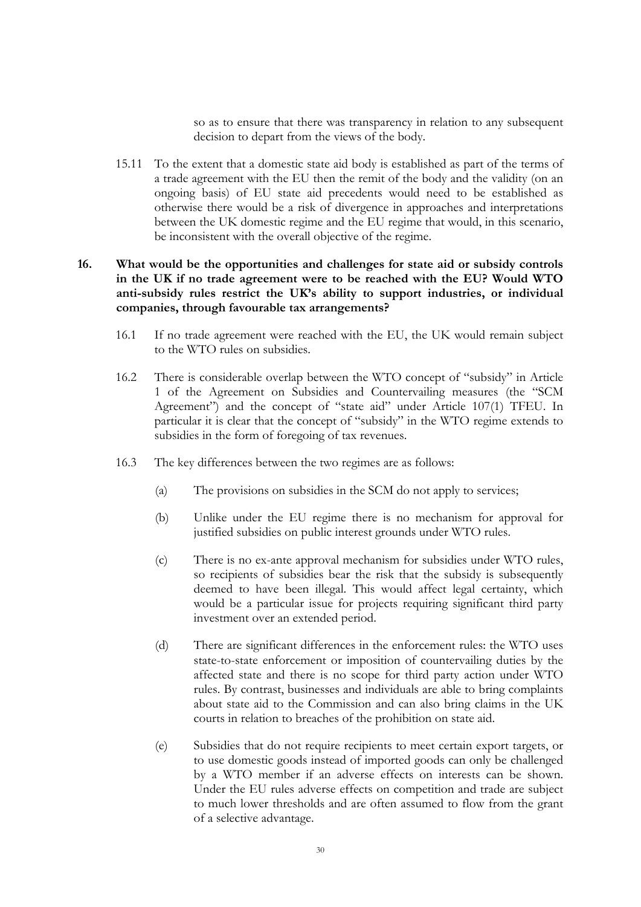so as to ensure that there was transparency in relation to any subsequent decision to depart from the views of the body.

15.11 To the extent that a domestic state aid body is established as part of the terms of a trade agreement with the EU then the remit of the body and the validity (on an ongoing basis) of EU state aid precedents would need to be established as otherwise there would be a risk of divergence in approaches and interpretations between the UK domestic regime and the EU regime that would, in this scenario, be inconsistent with the overall objective of the regime.

**16. What would be the opportunities and challenges for state aid or subsidy controls in the UK if no trade agreement were to be reached with the EU? Would WTO anti-subsidy rules restrict the UK's ability to support industries, or individual companies, through favourable tax arrangements?**

16.1 If no trade agreement were reached with the EU, the UK would remain subject to the WTO rules on subsidies.

16.2 There is considerable overlap between the WTO concept of "subsidy" in Article 1 of the Agreement on Subsidies and Countervailing measures (the "SCM Agreement") and the concept of "state aid" under Article 107(1) TFEU. In particular it is clear that the concept of "subsidy" in the WTO regime extends to subsidies in the form of foregoing of tax revenues.

16.3 The key differences between the two regimes are as follows:

(a) The provisions on subsidies in the SCM do not apply to services;

(b) Unlike under the EU regime there is no mechanism for approval for justified subsidies on public interest grounds under WTO rules.

(c) There is no ex-ante approval mechanism for subsidies under WTO rules, so recipients of subsidies bear the risk that the subsidy is subsequently deemed to have been illegal. This would affect legal certainty, which would be a particular issue for projects requiring significant third party investment over an extended period.

(d) There are significant differences in the enforcement rules: the WTO uses state-to-state enforcement or imposition of countervailing duties by the affected state and there is no scope for third party action under WTO rules. By contrast, businesses and individuals are able to bring complaints about state aid to the Commission and can also bring claims in the UK courts in relation to breaches of the prohibition on state aid.

(e) Subsidies that do not require recipients to meet certain export targets, or to use domestic goods instead of imported goods can only be challenged by a WTO member if an adverse effects on interests can be shown. Under the EU rules adverse effects on competition and trade are subject to much lower thresholds and are often assumed to flow from the grant of a selective advantage.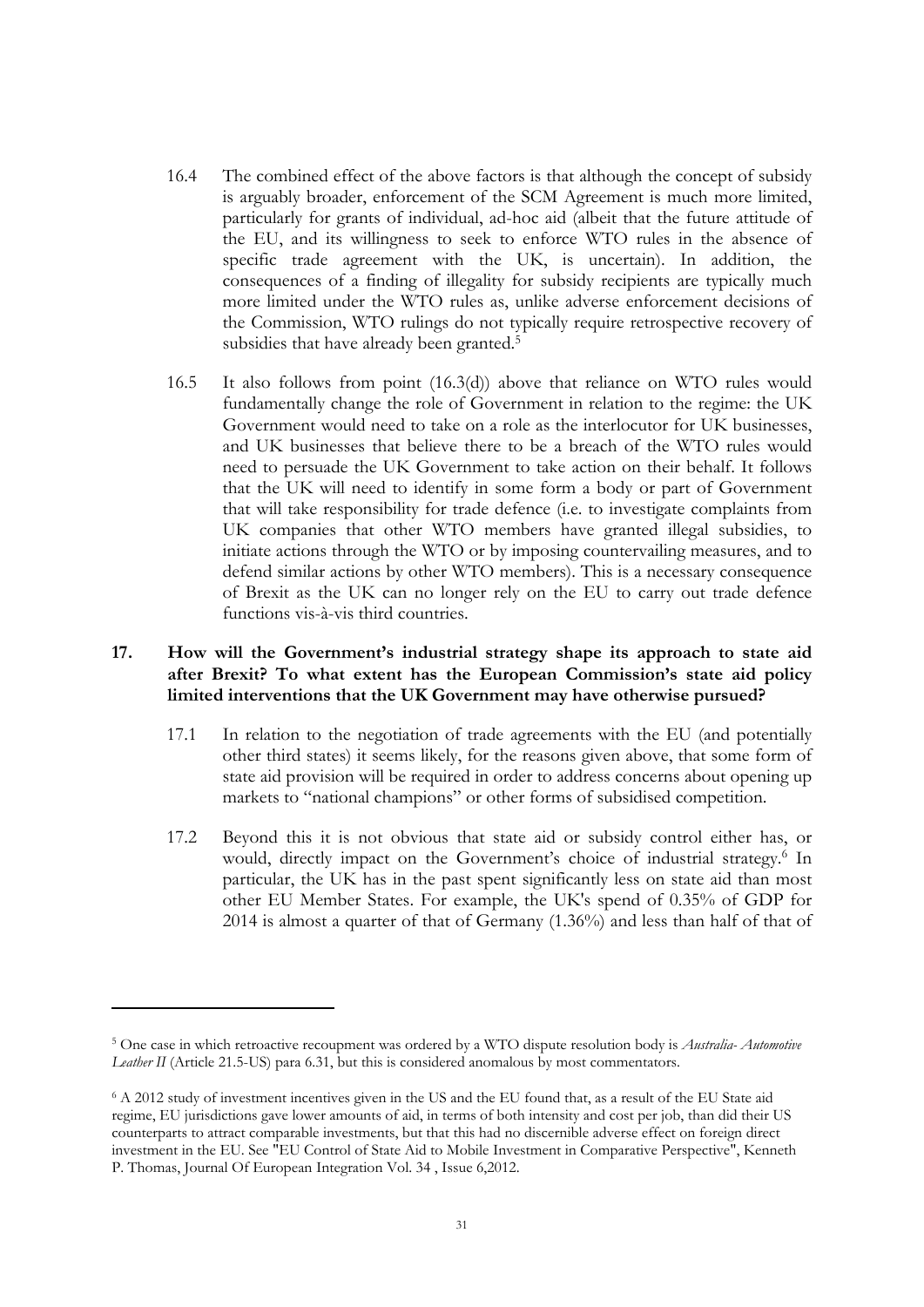16.4 The combined effect of the above factors is that although the concept of subsidy is arguably broader, enforcement of the SCM Agreement is much more limited, particularly for grants of individual, ad-hoc aid (albeit that the future attitude of the EU, and its willingness to seek to enforce WTO rules in the absence of specific trade agreement with the UK, is uncertain). In addition, the consequences of a finding of illegality for subsidy recipients are typically much more limited under the WTO rules as, unlike adverse enforcement decisions of the Commission, WTO rulings do not typically require retrospective recovery of subsidies that have already been granted.[5]

16.5 It also follows from point (16.3(d)) above that reliance on WTO rules would fundamentally change the role of Government in relation to the regime: the UK Government would need to take on a role as the interlocutor for UK businesses, and UK businesses that believe there to be a breach of the WTO rules would need to persuade the UK Government to take action on their behalf. It follows that the UK will need to identify in some form a body or part of Government that will take responsibility for trade defence (i.e. to investigate complaints from UK companies that other WTO members have granted illegal subsidies, to initiate actions through the WTO or by imposing countervailing measures, and to defend similar actions by other WTO members). This is a necessary consequence of Brexit as the UK can no longer rely on the EU to carry out trade defence functions vis-à-vis third countries.

**17. How will the Government's industrial strategy shape its approach to state aid after Brexit? To what extent has the European Commission's state aid policy limited interventions that the UK Government may have otherwise pursued?**

17.1 In relation to the negotiation of trade agreements with the EU (and potentially other third states) it seems likely, for the reasons given above, that some form of state aid provision will be required in order to address concerns about opening up markets to "national champions" or other forms of subsidised competition.

17.2 Beyond this it is not obvious that state aid or subsidy control either has, or would, directly impact on the Government's choice of industrial strategy.[6] In particular, the UK has in the past spent significantly less on state aid than most other EU Member States. For example, the UK's spend of 0.35% of GDP for 2014 is almost a quarter of that of Germany (1.36%) and less than half of that of

---

[5] One case in which retroactive recoupment was ordered by a WTO dispute resolution body is *Australia- Automotive Leather II* (Article 21.5-US) para 6.31, but this is considered anomalous by most commentators.

[6] A 2012 study of investment incentives given in the US and the EU found that, as a result of the EU State aid regime, EU jurisdictions gave lower amounts of aid, in terms of both intensity and cost per job, than did their US counterparts to attract comparable investments, but that this had no discernible adverse effect on foreign direct investment in the EU. See "EU Control of State Aid to Mobile Investment in Comparative Perspective", Kenneth P. Thomas, Journal Of European Integration Vol. 34 , Issue 6,2012.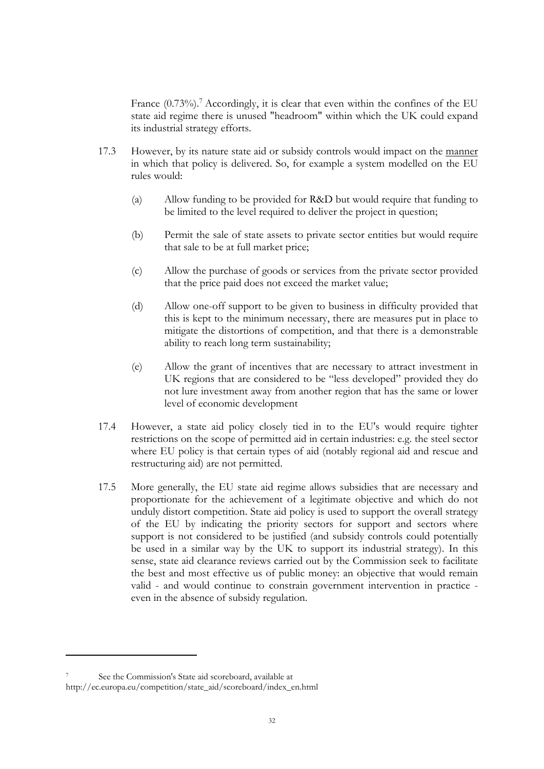France (0.73%).[7] Accordingly, it is clear that even within the confines of the EU state aid regime there is unused "headroom" within which the UK could expand its industrial strategy efforts.

17.3 However, by its nature state aid or subsidy controls would impact on the manner in which that policy is delivered. So, for example a system modelled on the EU rules would:

(a) Allow funding to be provided for R&D but would require that funding to be limited to the level required to deliver the project in question;

(b) Permit the sale of state assets to private sector entities but would require that sale to be at full market price;

(c) Allow the purchase of goods or services from the private sector provided that the price paid does not exceed the market value;

(d) Allow one-off support to be given to business in difficulty provided that this is kept to the minimum necessary, there are measures put in place to mitigate the distortions of competition, and that there is a demonstrable ability to reach long term sustainability;

(e) Allow the grant of incentives that are necessary to attract investment in UK regions that are considered to be "less developed" provided they do not lure investment away from another region that has the same or lower level of economic development

17.4 However, a state aid policy closely tied in to the EU's would require tighter restrictions on the scope of permitted aid in certain industries: e.g. the steel sector where EU policy is that certain types of aid (notably regional aid and rescue and restructuring aid) are not permitted.

17.5 More generally, the EU state aid regime allows subsidies that are necessary and proportionate for the achievement of a legitimate objective and which do not unduly distort competition. State aid policy is used to support the overall strategy of the EU by indicating the priority sectors for support and sectors where support is not considered to be justified (and subsidy controls could potentially be used in a similar way by the UK to support its industrial strategy). In this sense, state aid clearance reviews carried out by the Commission seek to facilitate the best and most effective us of public money: an objective that would remain valid - and would continue to constrain government intervention in practice - even in the absence of subsidy regulation.

---

[7] See the Commission's State aid scoreboard, available at http://ec.europa.eu/competition/state_aid/scoreboard/index_en.html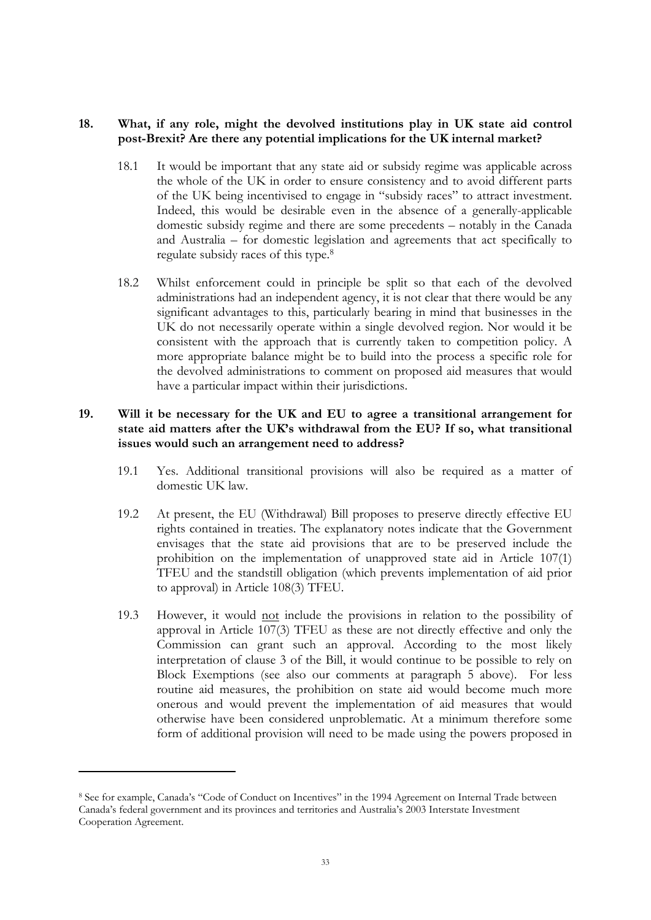**18. What, if any role, might the devolved institutions play in UK state aid control post-Brexit? Are there any potential implications for the UK internal market?**

18.1 It would be important that any state aid or subsidy regime was applicable across the whole of the UK in order to ensure consistency and to avoid different parts of the UK being incentivised to engage in "subsidy races" to attract investment. Indeed, this would be desirable even in the absence of a generally-applicable domestic subsidy regime and there are some precedents – notably in the Canada and Australia – for domestic legislation and agreements that act specifically to regulate subsidy races of this type.[8]

18.2 Whilst enforcement could in principle be split so that each of the devolved administrations had an independent agency, it is not clear that there would be any significant advantages to this, particularly bearing in mind that businesses in the UK do not necessarily operate within a single devolved region. Nor would it be consistent with the approach that is currently taken to competition policy. A more appropriate balance might be to build into the process a specific role for the devolved administrations to comment on proposed aid measures that would have a particular impact within their jurisdictions.

**19. Will it be necessary for the UK and EU to agree a transitional arrangement for state aid matters after the UK's withdrawal from the EU? If so, what transitional issues would such an arrangement need to address?**

19.1 Yes. Additional transitional provisions will also be required as a matter of domestic UK law.

19.2 At present, the EU (Withdrawal) Bill proposes to preserve directly effective EU rights contained in treaties. The explanatory notes indicate that the Government envisages that the state aid provisions that are to be preserved include the prohibition on the implementation of unapproved state aid in Article 107(1) TFEU and the standstill obligation (which prevents implementation of aid prior to approval) in Article 108(3) TFEU.

19.3 However, it would <u>not</u> include the provisions in relation to the possibility of approval in Article 107(3) TFEU as these are not directly effective and only the Commission can grant such an approval. According to the most likely interpretation of clause 3 of the Bill, it would continue to be possible to rely on Block Exemptions (see also our comments at paragraph 5 above). For less routine aid measures, the prohibition on state aid would become much more onerous and would prevent the implementation of aid measures that would otherwise have been considered unproblematic. At a minimum therefore some form of additional provision will need to be made using the powers proposed in

---

[8] See for example, Canada's "Code of Conduct on Incentives" in the 1994 Agreement on Internal Trade between Canada's federal government and its provinces and territories and Australia's 2003 Interstate Investment Cooperation Agreement.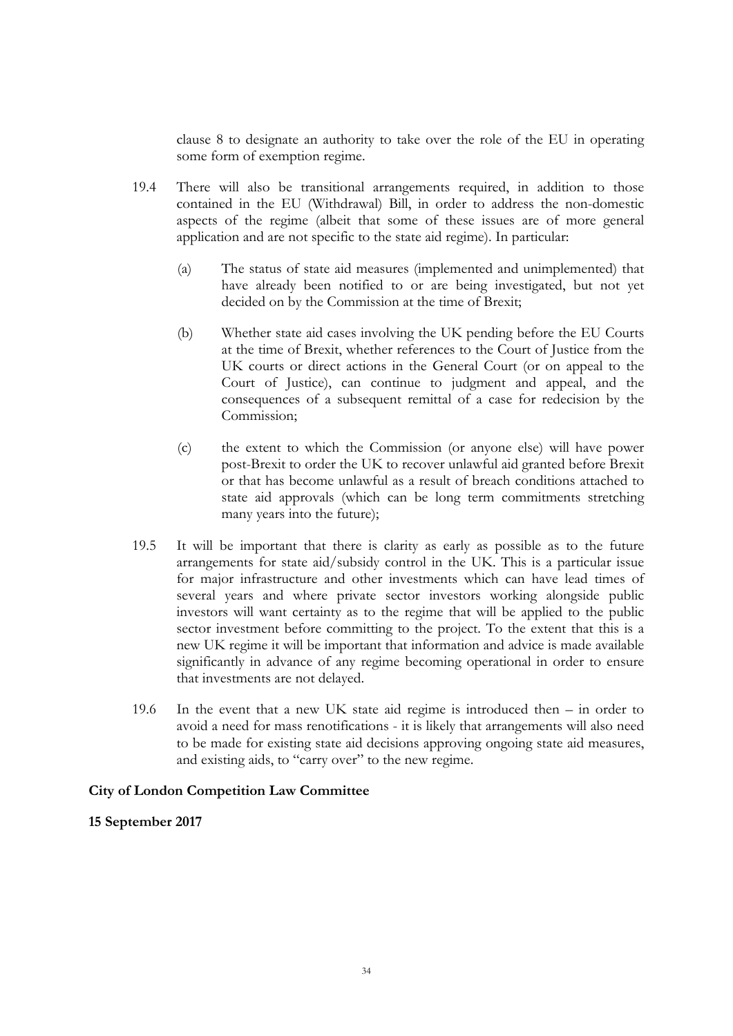clause 8 to designate an authority to take over the role of the EU in operating some form of exemption regime.

19.4 There will also be transitional arrangements required, in addition to those contained in the EU (Withdrawal) Bill, in order to address the non-domestic aspects of the regime (albeit that some of these issues are of more general application and are not specific to the state aid regime). In particular:

(a) The status of state aid measures (implemented and unimplemented) that have already been notified to or are being investigated, but not yet decided on by the Commission at the time of Brexit;

(b) Whether state aid cases involving the UK pending before the EU Courts at the time of Brexit, whether references to the Court of Justice from the UK courts or direct actions in the General Court (or on appeal to the Court of Justice), can continue to judgment and appeal, and the consequences of a subsequent remittal of a case for redecision by the Commission;

(c) the extent to which the Commission (or anyone else) will have power post-Brexit to order the UK to recover unlawful aid granted before Brexit or that has become unlawful as a result of breach conditions attached to state aid approvals (which can be long term commitments stretching many years into the future);

19.5 It will be important that there is clarity as early as possible as to the future arrangements for state aid/subsidy control in the UK. This is a particular issue for major infrastructure and other investments which can have lead times of several years and where private sector investors working alongside public investors will want certainty as to the regime that will be applied to the public sector investment before committing to the project. To the extent that this is a new UK regime it will be important that information and advice is made available significantly in advance of any regime becoming operational in order to ensure that investments are not delayed.

19.6 In the event that a new UK state aid regime is introduced then – in order to avoid a need for mass renotifications - it is likely that arrangements will also need to be made for existing state aid decisions approving ongoing state aid measures, and existing aids, to "carry over" to the new regime.

**City of London Competition Law Committee**

**15 September 2017**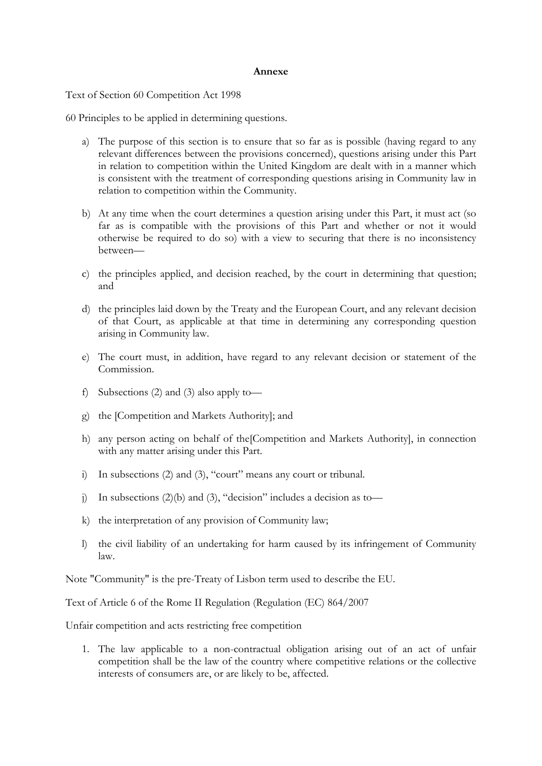**Annexe**

Text of Section 60 Competition Act 1998

60 Principles to be applied in determining questions.

a) The purpose of this section is to ensure that so far as is possible (having regard to any relevant differences between the provisions concerned), questions arising under this Part in relation to competition within the United Kingdom are dealt with in a manner which is consistent with the treatment of corresponding questions arising in Community law in relation to competition within the Community.

b) At any time when the court determines a question arising under this Part, it must act (so far as is compatible with the provisions of this Part and whether or not it would otherwise be required to do so) with a view to securing that there is no inconsistency between—

c) the principles applied, and decision reached, by the court in determining that question; and

d) the principles laid down by the Treaty and the European Court, and any relevant decision of that Court, as applicable at that time in determining any corresponding question arising in Community law.

e) The court must, in addition, have regard to any relevant decision or statement of the Commission.

f) Subsections (2) and (3) also apply to—

g) the [Competition and Markets Authority]; and

h) any person acting on behalf of the[Competition and Markets Authority], in connection with any matter arising under this Part.

i) In subsections (2) and (3), "court" means any court or tribunal.

j) In subsections (2)(b) and (3), "decision" includes a decision as to—

k) the interpretation of any provision of Community law;

l) the civil liability of an undertaking for harm caused by its infringement of Community law.

Note "Community" is the pre-Treaty of Lisbon term used to describe the EU.

Text of Article 6 of the Rome II Regulation (Regulation (EC) 864/2007

Unfair competition and acts restricting free competition

1. The law applicable to a non-contractual obligation arising out of an act of unfair competition shall be the law of the country where competitive relations or the collective interests of consumers are, or are likely to be, affected.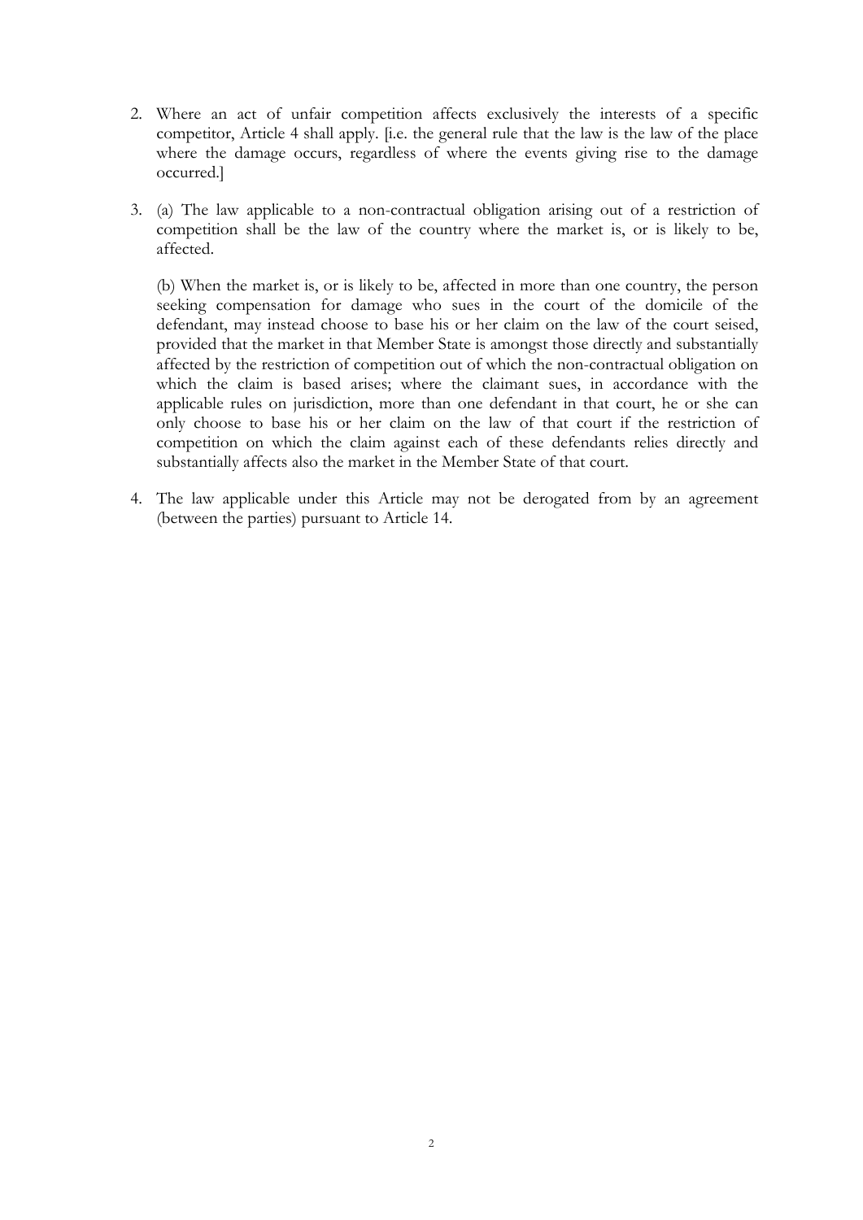2. Where an act of unfair competition affects exclusively the interests of a specific competitor, Article 4 shall apply. [i.e. the general rule that the law is the law of the place where the damage occurs, regardless of where the events giving rise to the damage occurred.]

3. (a) The law applicable to a non-contractual obligation arising out of a restriction of competition shall be the law of the country where the market is, or is likely to be, affected.

   (b) When the market is, or is likely to be, affected in more than one country, the person seeking compensation for damage who sues in the court of the domicile of the defendant, may instead choose to base his or her claim on the law of the court seised, provided that the market in that Member State is amongst those directly and substantially affected by the restriction of competition out of which the non-contractual obligation on which the claim is based arises; where the claimant sues, in accordance with the applicable rules on jurisdiction, more than one defendant in that court, he or she can only choose to base his or her claim on the law of that court if the restriction of competition on which the claim against each of these defendants relies directly and substantially affects also the market in the Member State of that court.

4. The law applicable under this Article may not be derogated from by an agreement (between the parties) pursuant to Article 14.